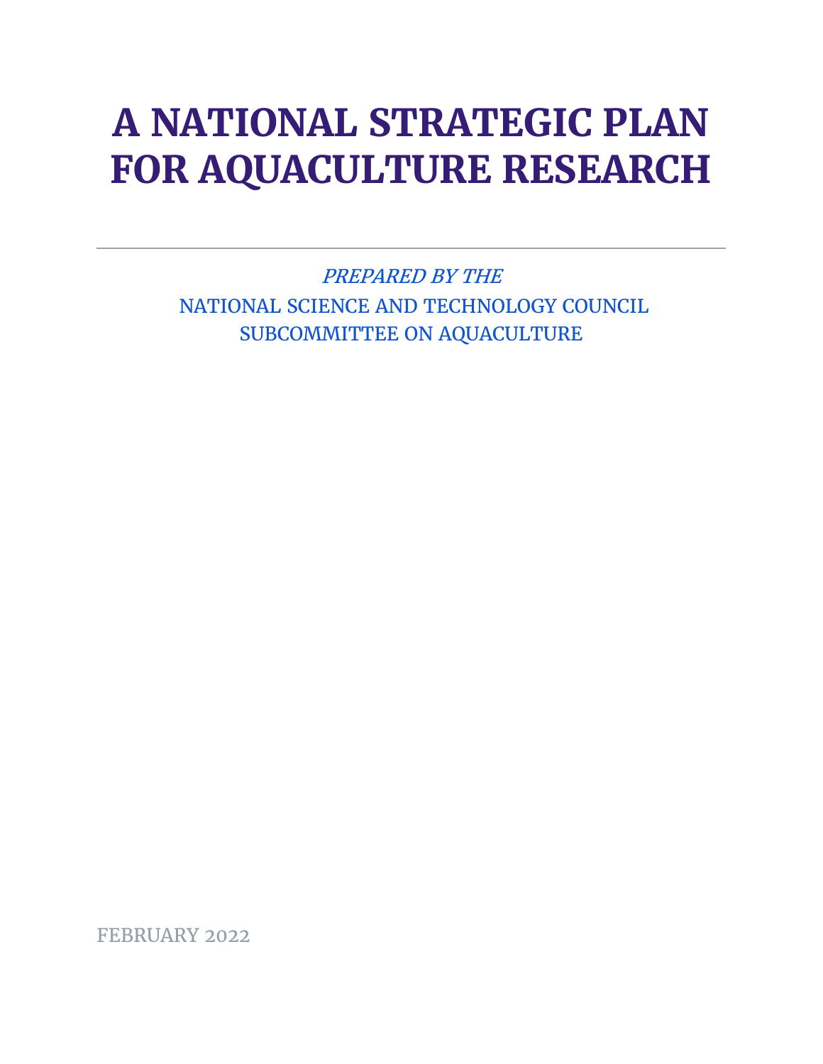# A NATIONAL STRATEGIC PLAN FOR AQUACULTURE RESEARCH

---

*PREPARED BY THE*

NATIONAL SCIENCE AND TECHNOLOGY COUNCIL
SUBCOMMITTEE ON AQUACULTURE

FEBRUARY 2022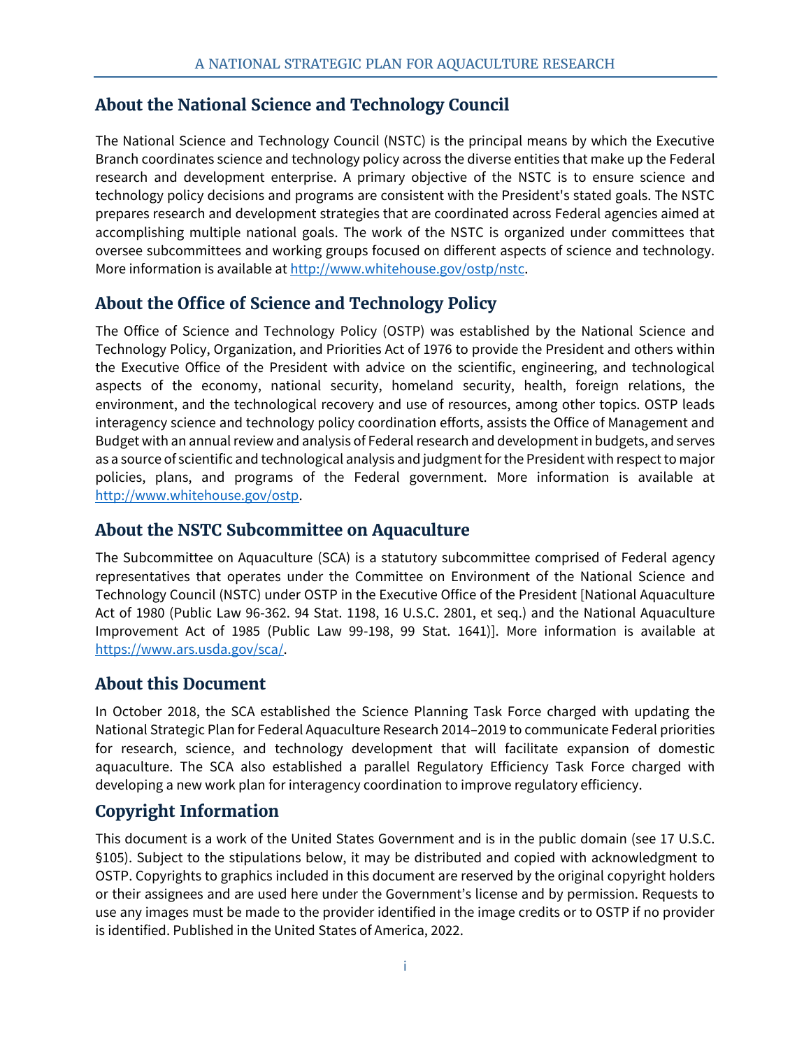## About the National Science and Technology Council

The National Science and Technology Council (NSTC) is the principal means by which the Executive Branch coordinates science and technology policy across the diverse entities that make up the Federal research and development enterprise. A primary objective of the NSTC is to ensure science and technology policy decisions and programs are consistent with the President's stated goals. The NSTC prepares research and development strategies that are coordinated across Federal agencies aimed at accomplishing multiple national goals. The work of the NSTC is organized under committees that oversee subcommittees and working groups focused on different aspects of science and technology. More information is available at http://www.whitehouse.gov/ostp/nstc.

## About the Office of Science and Technology Policy

The Office of Science and Technology Policy (OSTP) was established by the National Science and Technology Policy, Organization, and Priorities Act of 1976 to provide the President and others within the Executive Office of the President with advice on the scientific, engineering, and technological aspects of the economy, national security, homeland security, health, foreign relations, the environment, and the technological recovery and use of resources, among other topics. OSTP leads interagency science and technology policy coordination efforts, assists the Office of Management and Budget with an annual review and analysis of Federal research and development in budgets, and serves as a source of scientific and technological analysis and judgment for the President with respect to major policies, plans, and programs of the Federal government. More information is available at http://www.whitehouse.gov/ostp.

## About the NSTC Subcommittee on Aquaculture

The Subcommittee on Aquaculture (SCA) is a statutory subcommittee comprised of Federal agency representatives that operates under the Committee on Environment of the National Science and Technology Council (NSTC) under OSTP in the Executive Office of the President [National Aquaculture Act of 1980 (Public Law 96-362. 94 Stat. 1198, 16 U.S.C. 2801, et seq.) and the National Aquaculture Improvement Act of 1985 (Public Law 99-198, 99 Stat. 1641)]. More information is available at https://www.ars.usda.gov/sca/.

## About this Document

In October 2018, the SCA established the Science Planning Task Force charged with updating the National Strategic Plan for Federal Aquaculture Research 2014–2019 to communicate Federal priorities for research, science, and technology development that will facilitate expansion of domestic aquaculture. The SCA also established a parallel Regulatory Efficiency Task Force charged with developing a new work plan for interagency coordination to improve regulatory efficiency.

## Copyright Information

This document is a work of the United States Government and is in the public domain (see 17 U.S.C. §105). Subject to the stipulations below, it may be distributed and copied with acknowledgment to OSTP. Copyrights to graphics included in this document are reserved by the original copyright holders or their assignees and are used here under the Government's license and by permission. Requests to use any images must be made to the provider identified in the image credits or to OSTP if no provider is identified. Published in the United States of America, 2022.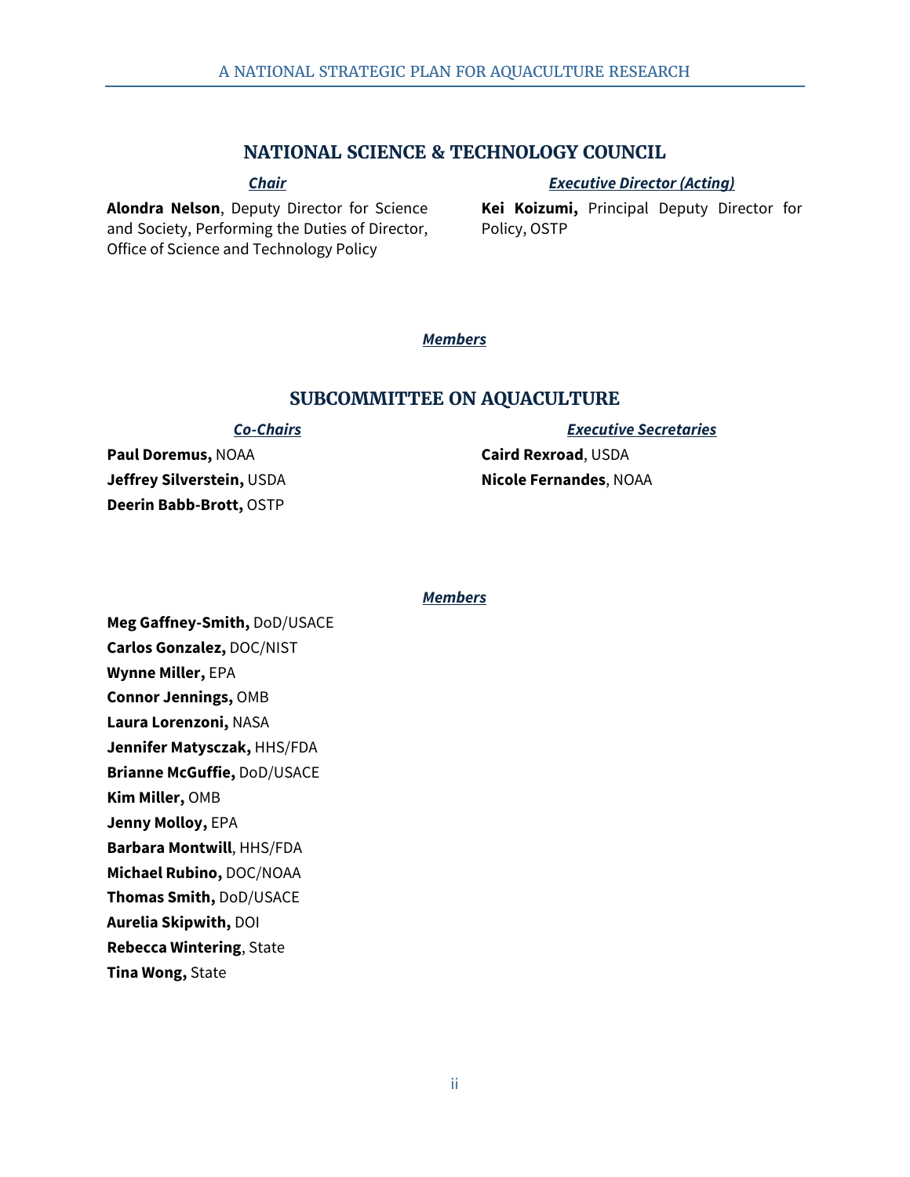## NATIONAL SCIENCE & TECHNOLOGY COUNCIL

***Chair***

**Alondra Nelson**, Deputy Director for Science and Society, Performing the Duties of Director, Office of Science and Technology Policy

***Executive Director (Acting)***

**Kei Koizumi,** Principal Deputy Director for Policy, OSTP

***Members***

## SUBCOMMITTEE ON AQUACULTURE

***Co-Chairs***

**Paul Doremus,** NOAA
**Jeffrey Silverstein,** USDA
**Deerin Babb-Brott,** OSTP

***Executive Secretaries***

**Caird Rexroad**, USDA
**Nicole Fernandes**, NOAA

***Members***

**Meg Gaffney-Smith,** DoD/USACE
**Carlos Gonzalez,** DOC/NIST
**Wynne Miller,** EPA
**Connor Jennings,** OMB
**Laura Lorenzoni,** NASA
**Jennifer Matysczak,** HHS/FDA
**Brianne McGuffie,** DoD/USACE
**Kim Miller,** OMB
**Jenny Molloy,** EPA
**Barbara Montwill**, HHS/FDA
**Michael Rubino,** DOC/NOAA
**Thomas Smith,** DoD/USACE
**Aurelia Skipwith,** DOI
**Rebecca Wintering**, State
**Tina Wong,** State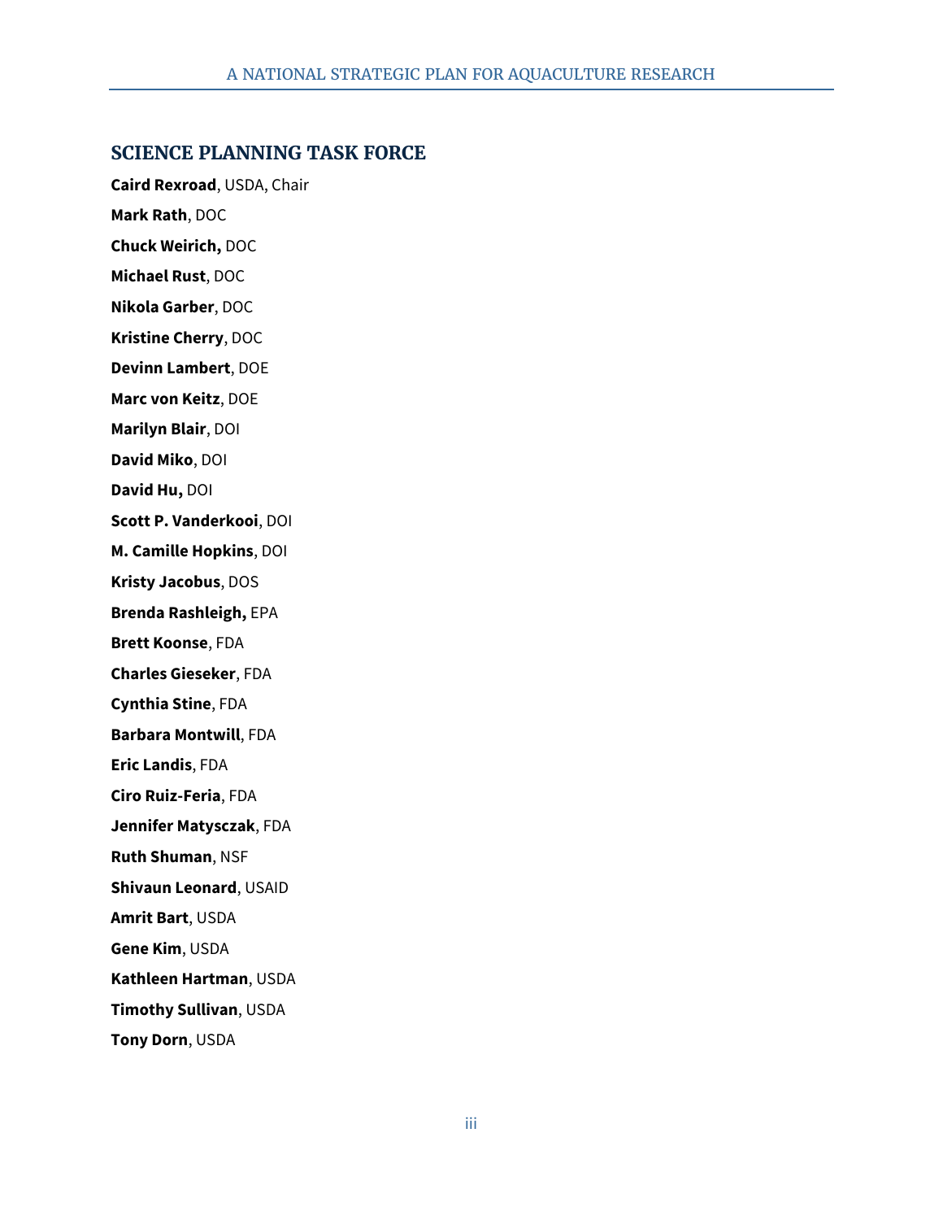## SCIENCE PLANNING TASK FORCE

**Caird Rexroad**, USDA, Chair

**Mark Rath**, DOC

**Chuck Weirich,** DOC

**Michael Rust**, DOC

**Nikola Garber**, DOC

**Kristine Cherry**, DOC

**Devinn Lambert**, DOE

**Marc von Keitz**, DOE

**Marilyn Blair**, DOI

**David Miko**, DOI

**David Hu,** DOI

**Scott P. Vanderkooi**, DOI

**M. Camille Hopkins**, DOI

**Kristy Jacobus**, DOS

**Brenda Rashleigh,** EPA

**Brett Koonse**, FDA

**Charles Gieseker**, FDA

**Cynthia Stine**, FDA

**Barbara Montwill**, FDA

**Eric Landis**, FDA

**Ciro Ruiz-Feria**, FDA

**Jennifer Matysczak**, FDA

**Ruth Shuman**, NSF

**Shivaun Leonard**, USAID

**Amrit Bart**, USDA

**Gene Kim**, USDA

**Kathleen Hartman**, USDA

**Timothy Sullivan**, USDA

**Tony Dorn**, USDA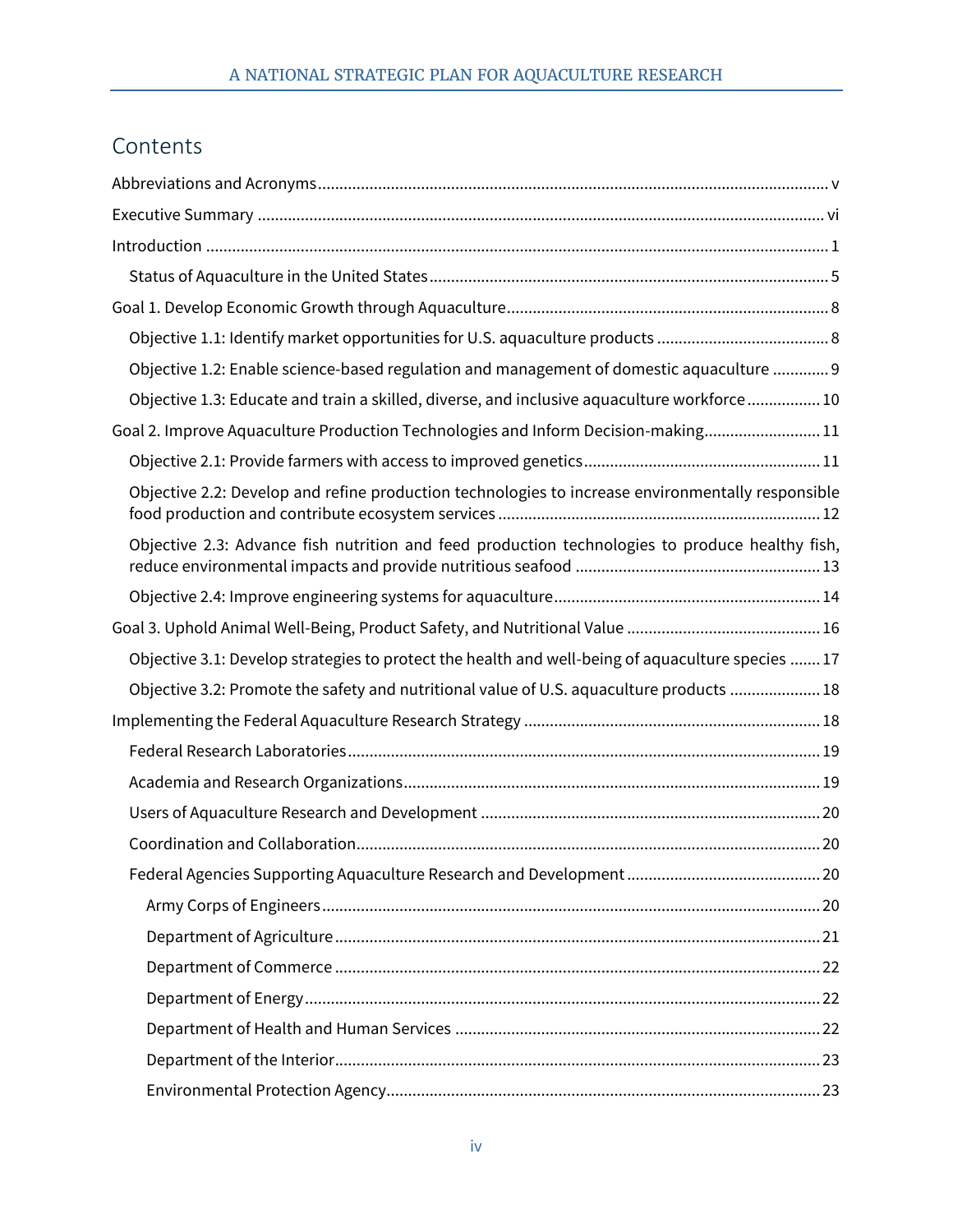# Contents

Abbreviations and Acronyms ..... v

Executive Summary ..... vi

Introduction ..... 1

- Status of Aquaculture in the United States ..... 5

Goal 1. Develop Economic Growth through Aquaculture ..... 8

- Objective 1.1: Identify market opportunities for U.S. aquaculture products ..... 8
- Objective 1.2: Enable science-based regulation and management of domestic aquaculture ..... 9
- Objective 1.3: Educate and train a skilled, diverse, and inclusive aquaculture workforce ..... 10

Goal 2. Improve Aquaculture Production Technologies and Inform Decision-making ..... 11

- Objective 2.1: Provide farmers with access to improved genetics ..... 11
- Objective 2.2: Develop and refine production technologies to increase environmentally responsible food production and contribute ecosystem services ..... 12
- Objective 2.3: Advance fish nutrition and feed production technologies to produce healthy fish, reduce environmental impacts and provide nutritious seafood ..... 13
- Objective 2.4: Improve engineering systems for aquaculture ..... 14

Goal 3. Uphold Animal Well-Being, Product Safety, and Nutritional Value ..... 16

- Objective 3.1: Develop strategies to protect the health and well-being of aquaculture species ..... 17
- Objective 3.2: Promote the safety and nutritional value of U.S. aquaculture products ..... 18

Implementing the Federal Aquaculture Research Strategy ..... 18

- Federal Research Laboratories ..... 19
- Academia and Research Organizations ..... 19
- Users of Aquaculture Research and Development ..... 20
- Coordination and Collaboration ..... 20
- Federal Agencies Supporting Aquaculture Research and Development ..... 20
  - Army Corps of Engineers ..... 20
  - Department of Agriculture ..... 21
  - Department of Commerce ..... 22
  - Department of Energy ..... 22
  - Department of Health and Human Services ..... 22
  - Department of the Interior ..... 23
  - Environmental Protection Agency ..... 23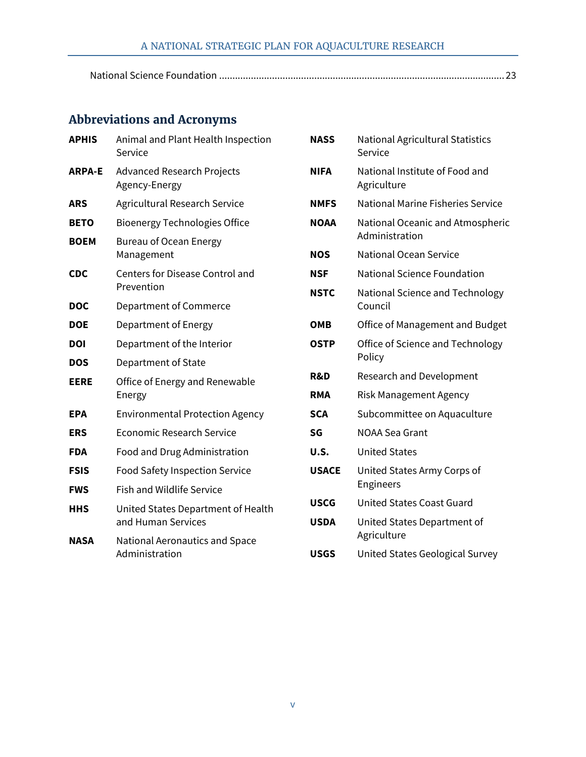National Science Foundation ........................................................................................................... 23

## Abbreviations and Acronyms

| | |
|---|---|
| **APHIS** | Animal and Plant Health Inspection Service |
| **ARPA-E** | Advanced Research Projects Agency-Energy |
| **ARS** | Agricultural Research Service |
| **BETO** | Bioenergy Technologies Office |
| **BOEM** | Bureau of Ocean Energy Management |
| **CDC** | Centers for Disease Control and Prevention |
| **DOC** | Department of Commerce |
| **DOE** | Department of Energy |
| **DOI** | Department of the Interior |
| **DOS** | Department of State |
| **EERE** | Office of Energy and Renewable Energy |
| **EPA** | Environmental Protection Agency |
| **ERS** | Economic Research Service |
| **FDA** | Food and Drug Administration |
| **FSIS** | Food Safety Inspection Service |
| **FWS** | Fish and Wildlife Service |
| **HHS** | United States Department of Health and Human Services |
| **NASA** | National Aeronautics and Space Administration |
| **NASS** | National Agricultural Statistics Service |
| **NIFA** | National Institute of Food and Agriculture |
| **NMFS** | National Marine Fisheries Service |
| **NOAA** | National Oceanic and Atmospheric Administration |
| **NOS** | National Ocean Service |
| **NSF** | National Science Foundation |
| **NSTC** | National Science and Technology Council |
| **OMB** | Office of Management and Budget |
| **OSTP** | Office of Science and Technology Policy |
| **R&D** | Research and Development |
| **RMA** | Risk Management Agency |
| **SCA** | Subcommittee on Aquaculture |
| **SG** | NOAA Sea Grant |
| **U.S.** | United States |
| **USACE** | United States Army Corps of Engineers |
| **USCG** | United States Coast Guard |
| **USDA** | United States Department of Agriculture |
| **USGS** | United States Geological Survey |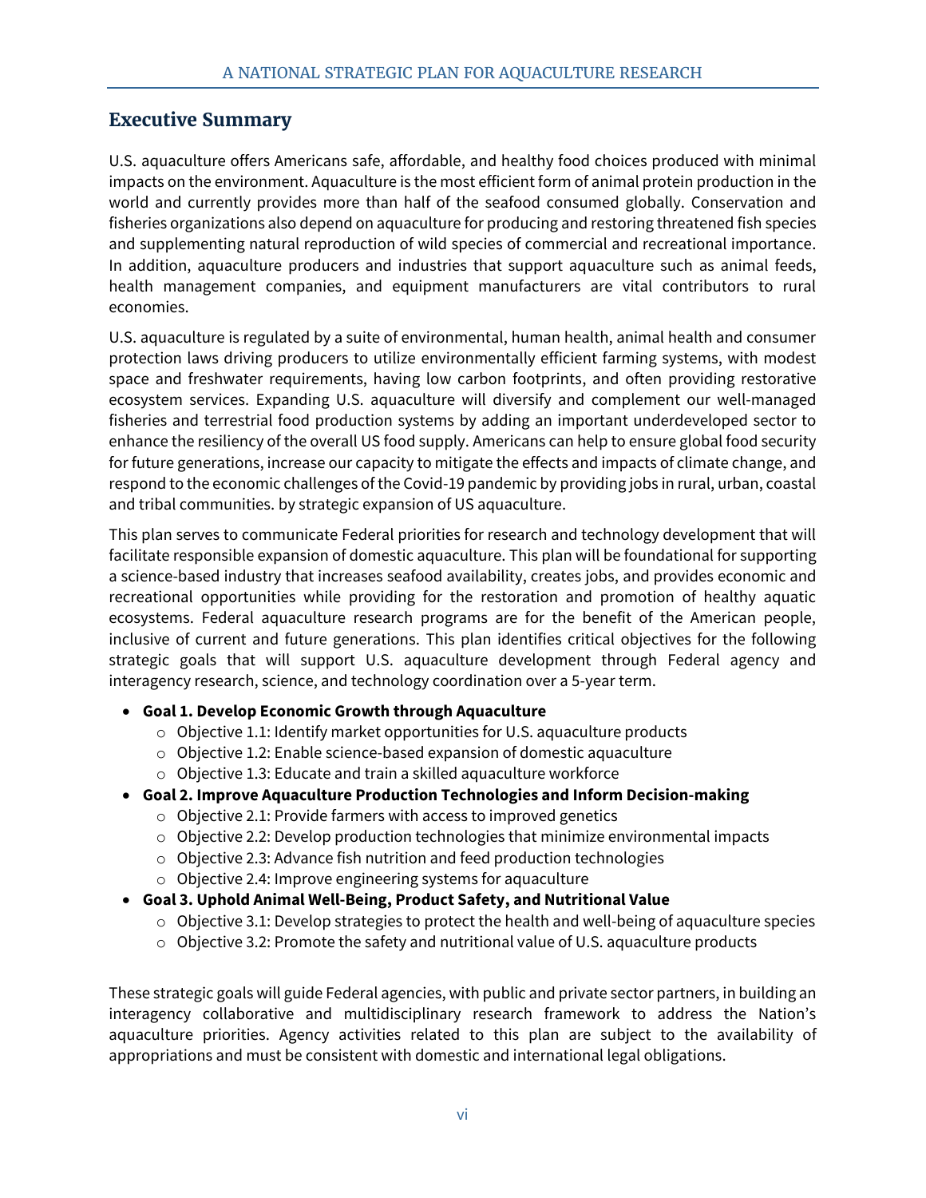## Executive Summary

U.S. aquaculture offers Americans safe, affordable, and healthy food choices produced with minimal impacts on the environment. Aquaculture is the most efficient form of animal protein production in the world and currently provides more than half of the seafood consumed globally. Conservation and fisheries organizations also depend on aquaculture for producing and restoring threatened fish species and supplementing natural reproduction of wild species of commercial and recreational importance. In addition, aquaculture producers and industries that support aquaculture such as animal feeds, health management companies, and equipment manufacturers are vital contributors to rural economies.

U.S. aquaculture is regulated by a suite of environmental, human health, animal health and consumer protection laws driving producers to utilize environmentally efficient farming systems, with modest space and freshwater requirements, having low carbon footprints, and often providing restorative ecosystem services. Expanding U.S. aquaculture will diversify and complement our well-managed fisheries and terrestrial food production systems by adding an important underdeveloped sector to enhance the resiliency of the overall US food supply. Americans can help to ensure global food security for future generations, increase our capacity to mitigate the effects and impacts of climate change, and respond to the economic challenges of the Covid-19 pandemic by providing jobs in rural, urban, coastal and tribal communities. by strategic expansion of US aquaculture.

This plan serves to communicate Federal priorities for research and technology development that will facilitate responsible expansion of domestic aquaculture. This plan will be foundational for supporting a science-based industry that increases seafood availability, creates jobs, and provides economic and recreational opportunities while providing for the restoration and promotion of healthy aquatic ecosystems. Federal aquaculture research programs are for the benefit of the American people, inclusive of current and future generations. This plan identifies critical objectives for the following strategic goals that will support U.S. aquaculture development through Federal agency and interagency research, science, and technology coordination over a 5-year term.

- **Goal 1. Develop Economic Growth through Aquaculture**
  - Objective 1.1: Identify market opportunities for U.S. aquaculture products
  - Objective 1.2: Enable science-based expansion of domestic aquaculture
  - Objective 1.3: Educate and train a skilled aquaculture workforce
- **Goal 2. Improve Aquaculture Production Technologies and Inform Decision-making**
  - Objective 2.1: Provide farmers with access to improved genetics
  - Objective 2.2: Develop production technologies that minimize environmental impacts
  - Objective 2.3: Advance fish nutrition and feed production technologies
  - Objective 2.4: Improve engineering systems for aquaculture
- **Goal 3. Uphold Animal Well-Being, Product Safety, and Nutritional Value**
  - Objective 3.1: Develop strategies to protect the health and well-being of aquaculture species
  - Objective 3.2: Promote the safety and nutritional value of U.S. aquaculture products

These strategic goals will guide Federal agencies, with public and private sector partners, in building an interagency collaborative and multidisciplinary research framework to address the Nation's aquaculture priorities. Agency activities related to this plan are subject to the availability of appropriations and must be consistent with domestic and international legal obligations.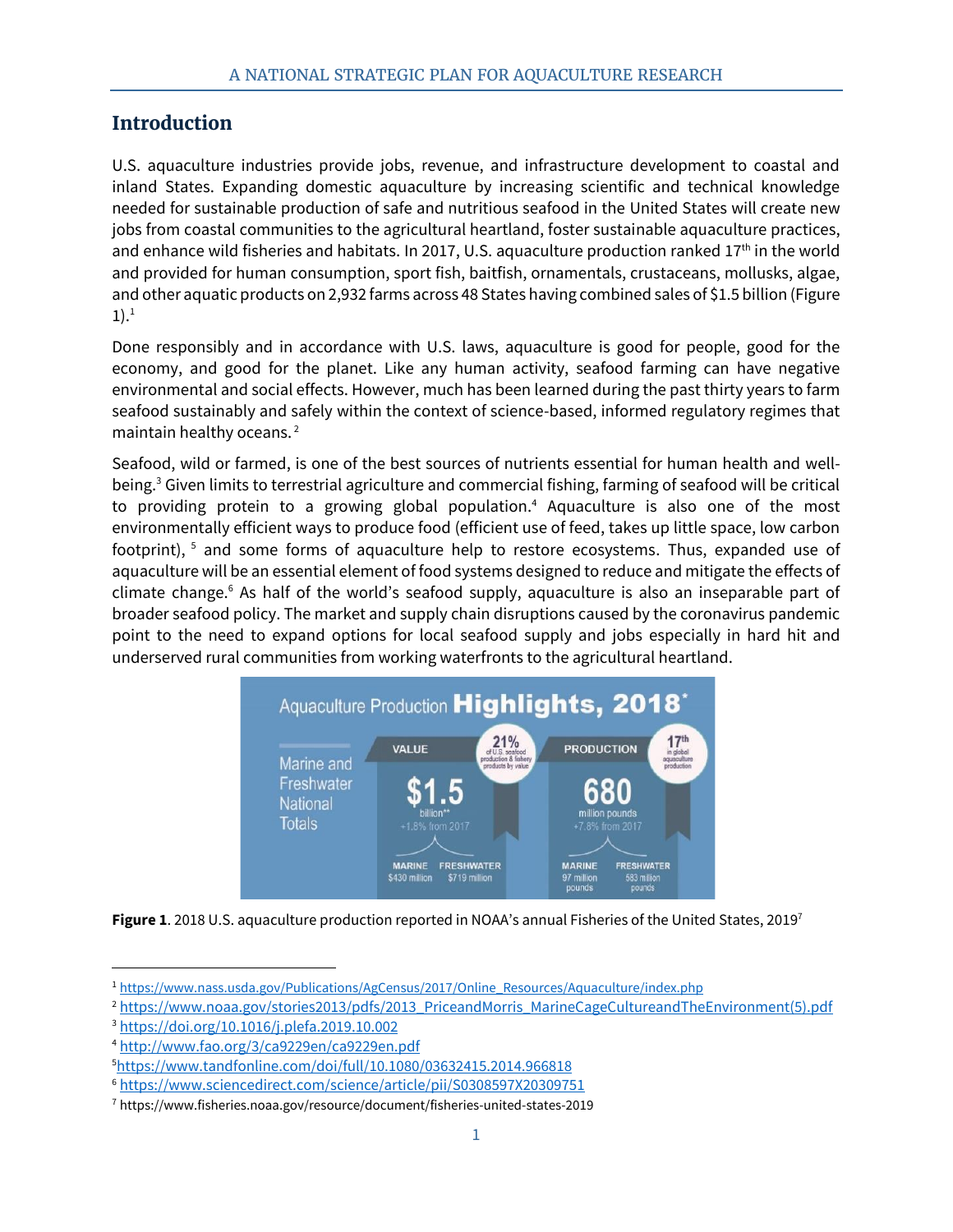## Introduction

U.S. aquaculture industries provide jobs, revenue, and infrastructure development to coastal and inland States. Expanding domestic aquaculture by increasing scientific and technical knowledge needed for sustainable production of safe and nutritious seafood in the United States will create new jobs from coastal communities to the agricultural heartland, foster sustainable aquaculture practices, and enhance wild fisheries and habitats. In 2017, U.S. aquaculture production ranked 17th in the world and provided for human consumption, sport fish, baitfish, ornamentals, crustaceans, mollusks, algae, and other aquatic products on 2,932 farms across 48 States having combined sales of $1.5 billion (Figure 1).[1]

Done responsibly and in accordance with U.S. laws, aquaculture is good for people, good for the economy, and good for the planet. Like any human activity, seafood farming can have negative environmental and social effects. However, much has been learned during the past thirty years to farm seafood sustainably and safely within the context of science-based, informed regulatory regimes that maintain healthy oceans.[2]

Seafood, wild or farmed, is one of the best sources of nutrients essential for human health and well-being.[3] Given limits to terrestrial agriculture and commercial fishing, farming of seafood will be critical to providing protein to a growing global population.[4] Aquaculture is also one of the most environmentally efficient ways to produce food (efficient use of feed, takes up little space, low carbon footprint),[5] and some forms of aquaculture help to restore ecosystems. Thus, expanded use of aquaculture will be an essential element of food systems designed to reduce and mitigate the effects of climate change.[6] As half of the world's seafood supply, aquaculture is also an inseparable part of broader seafood policy. The market and supply chain disruptions caused by the coronavirus pandemic point to the need to expand options for local seafood supply and jobs especially in hard hit and underserved rural communities from working waterfronts to the agricultural heartland.

Aquaculture Production **Highlights, 2018***

| Marine and Freshwater National Totals | VALUE | PRODUCTION |
|---|---|---|
| | $1.5 billion** (+1.8% from 2017) | 680 million pounds (+7.8% from 2017) |
| | 21% of U.S. seafood production & fishery products by value | 17th in global aquaculture production |
| | MARINE $430 million / FRESHWATER $719 million | MARINE 97 million pounds / FRESHWATER 583 million pounds |

**Figure 1**. 2018 U.S. aquaculture production reported in NOAA's annual Fisheries of the United States, 2019[7]

---

[1] https://www.nass.usda.gov/Publications/AgCensus/2017/Online_Resources/Aquaculture/index.php

[2] https://www.noaa.gov/stories2013/pdfs/2013_PriceandMorris_MarineCageCultureandTheEnvironment(5).pdf

[3] https://doi.org/10.1016/j.plefa.2019.10.002

[4] http://www.fao.org/3/ca9229en/ca9229en.pdf

[5] https://www.tandfonline.com/doi/full/10.1080/03632415.2014.966818

[6] https://www.sciencedirect.com/science/article/pii/S0308597X20309751

[7] https://www.fisheries.noaa.gov/resource/document/fisheries-united-states-2019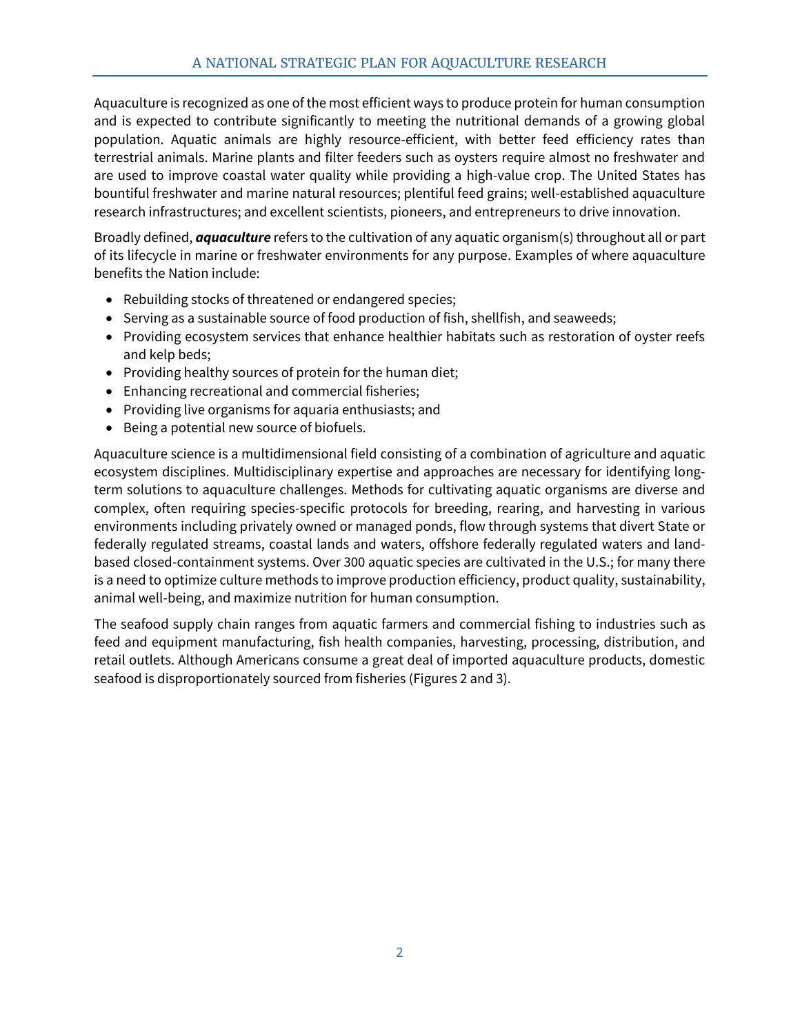Aquaculture is recognized as one of the most efficient ways to produce protein for human consumption and is expected to contribute significantly to meeting the nutritional demands of a growing global population. Aquatic animals are highly resource-efficient, with better feed efficiency rates than terrestrial animals. Marine plants and filter feeders such as oysters require almost no freshwater and are used to improve coastal water quality while providing a high-value crop. The United States has bountiful freshwater and marine natural resources; plentiful feed grains; well-established aquaculture research infrastructures; and excellent scientists, pioneers, and entrepreneurs to drive innovation.

Broadly defined, ***aquaculture*** refers to the cultivation of any aquatic organism(s) throughout all or part of its lifecycle in marine or freshwater environments for any purpose. Examples of where aquaculture benefits the Nation include:

- Rebuilding stocks of threatened or endangered species;
- Serving as a sustainable source of food production of fish, shellfish, and seaweeds;
- Providing ecosystem services that enhance healthier habitats such as restoration of oyster reefs and kelp beds;
- Providing healthy sources of protein for the human diet;
- Enhancing recreational and commercial fisheries;
- Providing live organisms for aquaria enthusiasts; and
- Being a potential new source of biofuels.

Aquaculture science is a multidimensional field consisting of a combination of agriculture and aquatic ecosystem disciplines. Multidisciplinary expertise and approaches are necessary for identifying long-term solutions to aquaculture challenges. Methods for cultivating aquatic organisms are diverse and complex, often requiring species-specific protocols for breeding, rearing, and harvesting in various environments including privately owned or managed ponds, flow through systems that divert State or federally regulated streams, coastal lands and waters, offshore federally regulated waters and land-based closed-containment systems. Over 300 aquatic species are cultivated in the U.S.; for many there is a need to optimize culture methods to improve production efficiency, product quality, sustainability, animal well-being, and maximize nutrition for human consumption.

The seafood supply chain ranges from aquatic farmers and commercial fishing to industries such as feed and equipment manufacturing, fish health companies, harvesting, processing, distribution, and retail outlets. Although Americans consume a great deal of imported aquaculture products, domestic seafood is disproportionately sourced from fisheries (Figures 2 and 3).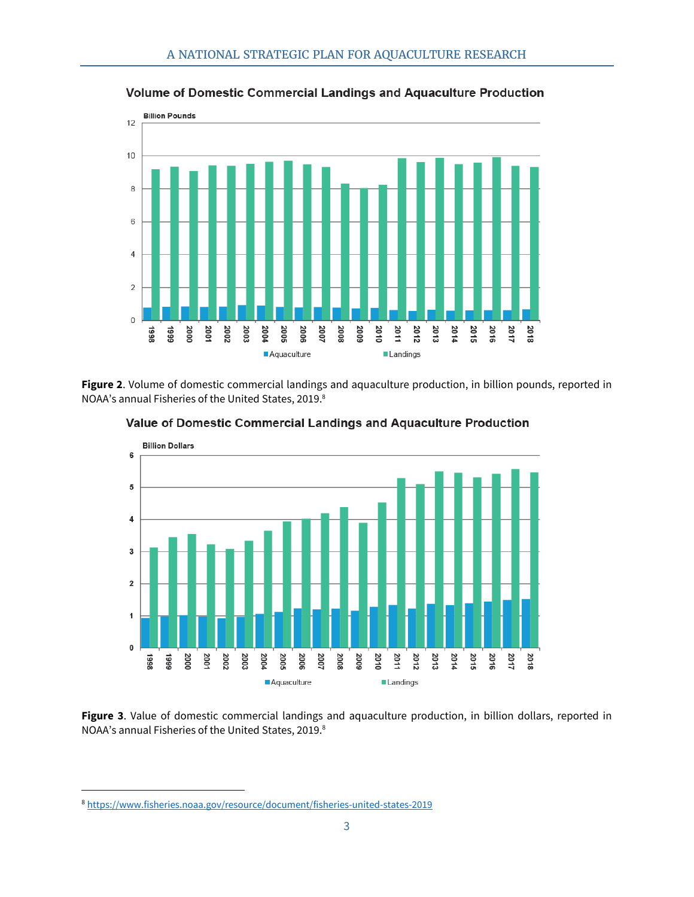**Volume of Domestic Commercial Landings and Aquaculture Production**

**Figure 2**. Volume of domestic commercial landings and aquaculture production, in billion pounds, reported in NOAA's annual Fisheries of the United States, 2019.[8]

**Value of Domestic Commercial Landings and Aquaculture Production**

**Figure 3**. Value of domestic commercial landings and aquaculture production, in billion dollars, reported in NOAA's annual Fisheries of the United States, 2019.[8]

---

[8] https://www.fisheries.noaa.gov/resource/document/fisheries-united-states-2019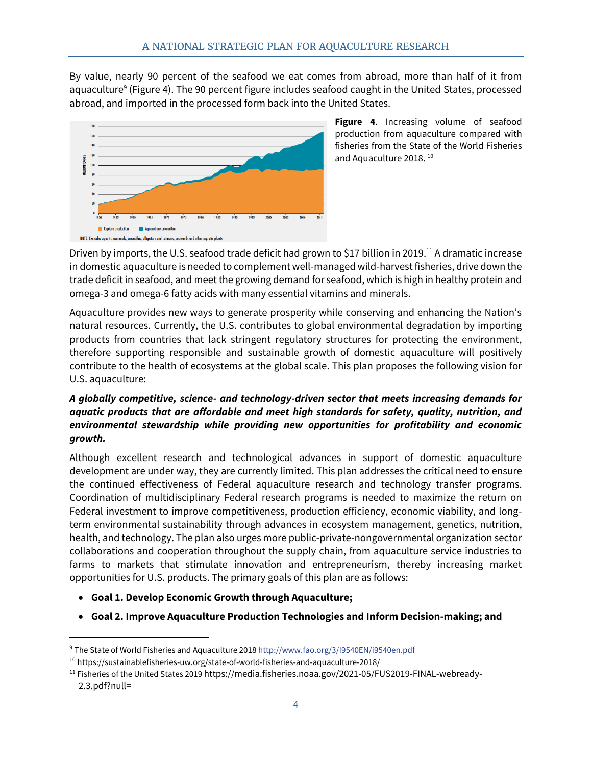By value, nearly 90 percent of the seafood we eat comes from abroad, more than half of it from aquaculture[9] (Figure 4). The 90 percent figure includes seafood caught in the United States, processed abroad, and imported in the processed form back into the United States.

**Figure 4**. Increasing volume of seafood production from aquaculture compared with fisheries from the State of the World Fisheries and Aquaculture 2018. [10]

Driven by imports, the U.S. seafood trade deficit had grown to $17 billion in 2019.[11] A dramatic increase in domestic aquaculture is needed to complement well-managed wild-harvest fisheries, drive down the trade deficit in seafood, and meet the growing demand for seafood, which is high in healthy protein and omega-3 and omega-6 fatty acids with many essential vitamins and minerals.

Aquaculture provides new ways to generate prosperity while conserving and enhancing the Nation's natural resources. Currently, the U.S. contributes to global environmental degradation by importing products from countries that lack stringent regulatory structures for protecting the environment, therefore supporting responsible and sustainable growth of domestic aquaculture will positively contribute to the health of ecosystems at the global scale. This plan proposes the following vision for U.S. aquaculture:

***A globally competitive, science- and technology-driven sector that meets increasing demands for aquatic products that are affordable and meet high standards for safety, quality, nutrition, and environmental stewardship while providing new opportunities for profitability and economic growth.***

Although excellent research and technological advances in support of domestic aquaculture development are under way, they are currently limited. This plan addresses the critical need to ensure the continued effectiveness of Federal aquaculture research and technology transfer programs. Coordination of multidisciplinary Federal research programs is needed to maximize the return on Federal investment to improve competitiveness, production efficiency, economic viability, and long-term environmental sustainability through advances in ecosystem management, genetics, nutrition, health, and technology. The plan also urges more public-private-nongovernmental organization sector collaborations and cooperation throughout the supply chain, from aquaculture service industries to farms to markets that stimulate innovation and entrepreneurism, thereby increasing market opportunities for U.S. products. The primary goals of this plan are as follows:

- **Goal 1. Develop Economic Growth through Aquaculture;**
- **Goal 2. Improve Aquaculture Production Technologies and Inform Decision-making; and**

---

[9] The State of World Fisheries and Aquaculture 2018 http://www.fao.org/3/I9540EN/i9540en.pdf

[10] https://sustainablefisheries-uw.org/state-of-world-fisheries-and-aquaculture-2018/

[11] Fisheries of the United States 2019 https://media.fisheries.noaa.gov/2021-05/FUS2019-FINAL-webready-2.3.pdf?null=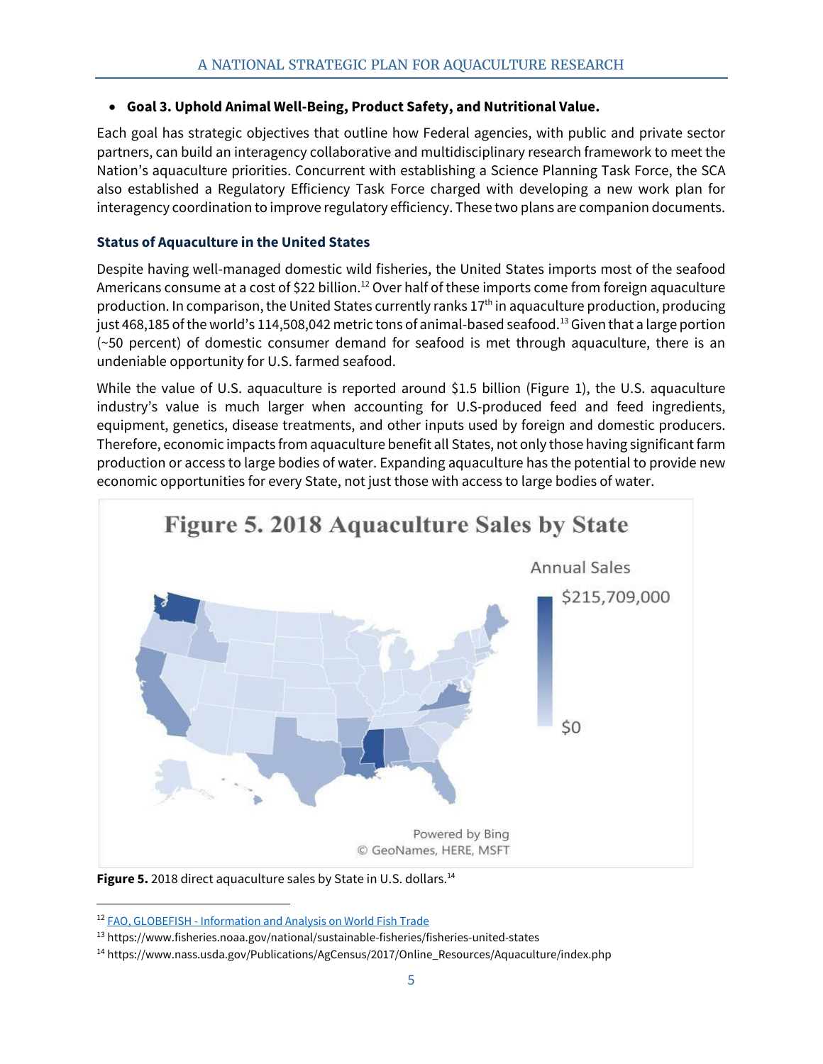- **Goal 3. Uphold Animal Well-Being, Product Safety, and Nutritional Value.**

Each goal has strategic objectives that outline how Federal agencies, with public and private sector partners, can build an interagency collaborative and multidisciplinary research framework to meet the Nation's aquaculture priorities. Concurrent with establishing a Science Planning Task Force, the SCA also established a Regulatory Efficiency Task Force charged with developing a new work plan for interagency coordination to improve regulatory efficiency. These two plans are companion documents.

### Status of Aquaculture in the United States

Despite having well-managed domestic wild fisheries, the United States imports most of the seafood Americans consume at a cost of $22 billion.[12] Over half of these imports come from foreign aquaculture production. In comparison, the United States currently ranks 17th in aquaculture production, producing just 468,185 of the world's 114,508,042 metric tons of animal-based seafood.[13] Given that a large portion (~50 percent) of domestic consumer demand for seafood is met through aquaculture, there is an undeniable opportunity for U.S. farmed seafood.

While the value of U.S. aquaculture is reported around $1.5 billion (Figure 1), the U.S. aquaculture industry's value is much larger when accounting for U.S-produced feed and feed ingredients, equipment, genetics, disease treatments, and other inputs used by foreign and domestic producers. Therefore, economic impacts from aquaculture benefit all States, not only those having significant farm production or access to large bodies of water. Expanding aquaculture has the potential to provide new economic opportunities for every State, not just those with access to large bodies of water.

**Figure 5. 2018 Aquaculture Sales by State**

Annual Sales: $215,709,000 – $0

Powered by Bing
© GeoNames, HERE, MSFT

**Figure 5.** 2018 direct aquaculture sales by State in U.S. dollars.[14]

---

[12] FAO, GLOBEFISH - Information and Analysis on World Fish Trade

[13] https://www.fisheries.noaa.gov/national/sustainable-fisheries/fisheries-united-states

[14] https://www.nass.usda.gov/Publications/AgCensus/2017/Online_Resources/Aquaculture/index.php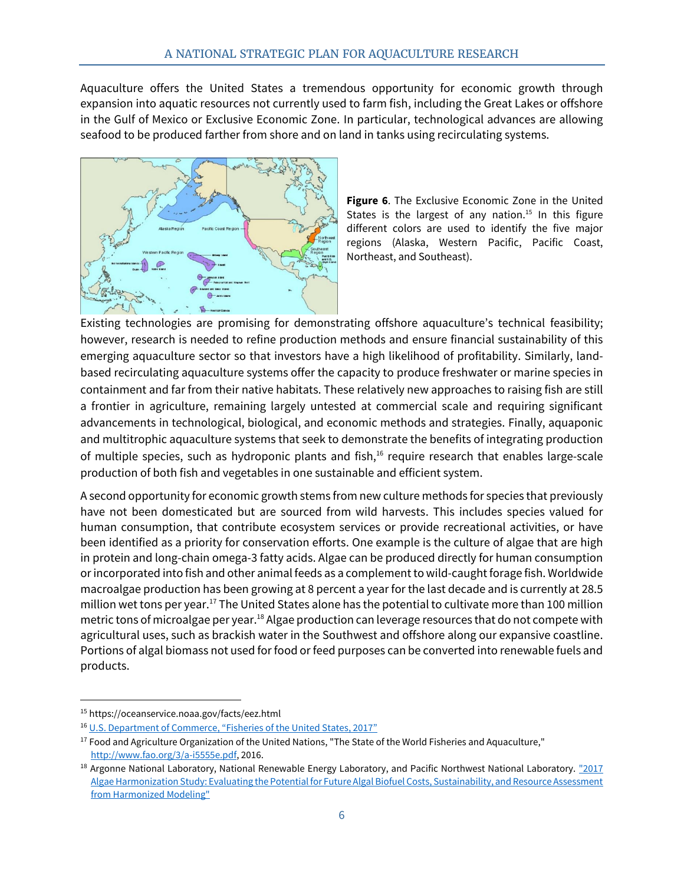Aquaculture offers the United States a tremendous opportunity for economic growth through expansion into aquatic resources not currently used to farm fish, including the Great Lakes or offshore in the Gulf of Mexico or Exclusive Economic Zone. In particular, technological advances are allowing seafood to be produced farther from shore and on land in tanks using recirculating systems.

**Figure 6**. The Exclusive Economic Zone in the United States is the largest of any nation.[15] In this figure different colors are used to identify the five major regions (Alaska, Western Pacific, Pacific Coast, Northeast, and Southeast).

Existing technologies are promising for demonstrating offshore aquaculture's technical feasibility; however, research is needed to refine production methods and ensure financial sustainability of this emerging aquaculture sector so that investors have a high likelihood of profitability. Similarly, land-based recirculating aquaculture systems offer the capacity to produce freshwater or marine species in containment and far from their native habitats. These relatively new approaches to raising fish are still a frontier in agriculture, remaining largely untested at commercial scale and requiring significant advancements in technological, biological, and economic methods and strategies. Finally, aquaponic and multitrophic aquaculture systems that seek to demonstrate the benefits of integrating production of multiple species, such as hydroponic plants and fish,[16] require research that enables large-scale production of both fish and vegetables in one sustainable and efficient system.

A second opportunity for economic growth stems from new culture methods for species that previously have not been domesticated but are sourced from wild harvests. This includes species valued for human consumption, that contribute ecosystem services or provide recreational activities, or have been identified as a priority for conservation efforts. One example is the culture of algae that are high in protein and long-chain omega-3 fatty acids. Algae can be produced directly for human consumption or incorporated into fish and other animal feeds as a complement to wild-caught forage fish. Worldwide macroalgae production has been growing at 8 percent a year for the last decade and is currently at 28.5 million wet tons per year.[17] The United States alone has the potential to cultivate more than 100 million metric tons of microalgae per year.[18] Algae production can leverage resources that do not compete with agricultural uses, such as brackish water in the Southwest and offshore along our expansive coastline. Portions of algal biomass not used for food or feed purposes can be converted into renewable fuels and products.

---

[15] https://oceanservice.noaa.gov/facts/eez.html

[16] U.S. Department of Commerce, "Fisheries of the United States, 2017"

[17] Food and Agriculture Organization of the United Nations, "The State of the World Fisheries and Aquaculture," http://www.fao.org/3/a-i5555e.pdf, 2016.

[18] Argonne National Laboratory, National Renewable Energy Laboratory, and Pacific Northwest National Laboratory. "2017 Algae Harmonization Study: Evaluating the Potential for Future Algal Biofuel Costs, Sustainability, and Resource Assessment from Harmonized Modeling"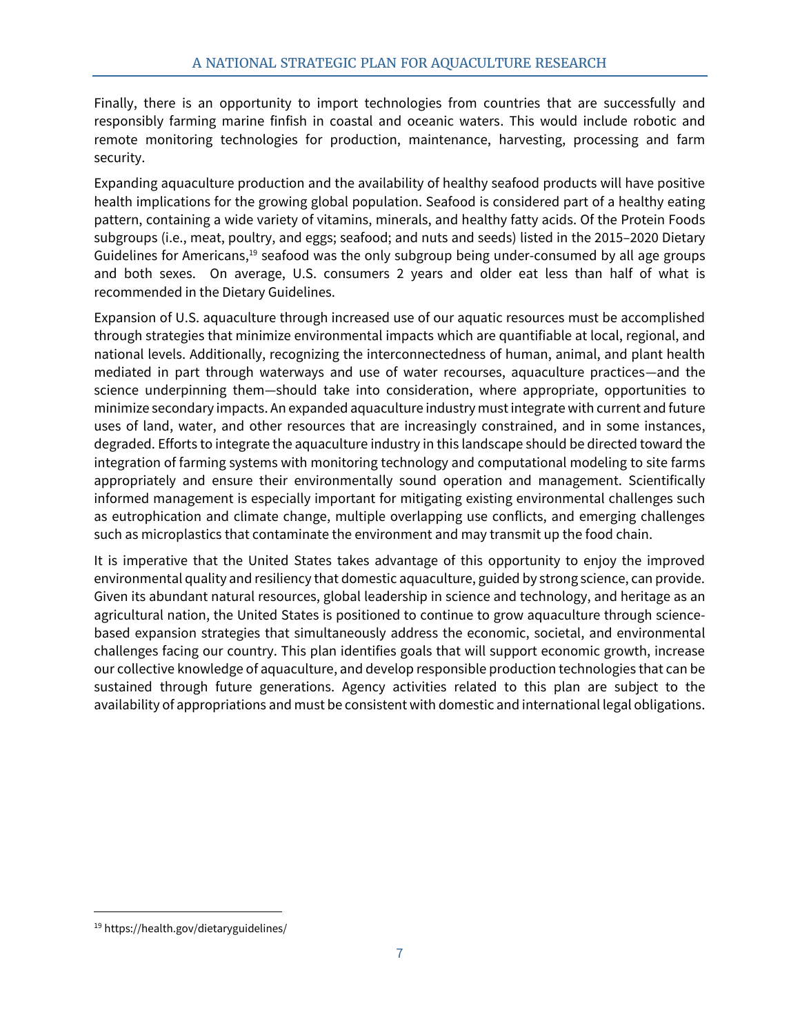Finally, there is an opportunity to import technologies from countries that are successfully and responsibly farming marine finfish in coastal and oceanic waters. This would include robotic and remote monitoring technologies for production, maintenance, harvesting, processing and farm security.

Expanding aquaculture production and the availability of healthy seafood products will have positive health implications for the growing global population. Seafood is considered part of a healthy eating pattern, containing a wide variety of vitamins, minerals, and healthy fatty acids. Of the Protein Foods subgroups (i.e., meat, poultry, and eggs; seafood; and nuts and seeds) listed in the 2015–2020 Dietary Guidelines for Americans,[19] seafood was the only subgroup being under-consumed by all age groups and both sexes. On average, U.S. consumers 2 years and older eat less than half of what is recommended in the Dietary Guidelines.

Expansion of U.S. aquaculture through increased use of our aquatic resources must be accomplished through strategies that minimize environmental impacts which are quantifiable at local, regional, and national levels. Additionally, recognizing the interconnectedness of human, animal, and plant health mediated in part through waterways and use of water recourses, aquaculture practices—and the science underpinning them—should take into consideration, where appropriate, opportunities to minimize secondary impacts. An expanded aquaculture industry must integrate with current and future uses of land, water, and other resources that are increasingly constrained, and in some instances, degraded. Efforts to integrate the aquaculture industry in this landscape should be directed toward the integration of farming systems with monitoring technology and computational modeling to site farms appropriately and ensure their environmentally sound operation and management. Scientifically informed management is especially important for mitigating existing environmental challenges such as eutrophication and climate change, multiple overlapping use conflicts, and emerging challenges such as microplastics that contaminate the environment and may transmit up the food chain.

It is imperative that the United States takes advantage of this opportunity to enjoy the improved environmental quality and resiliency that domestic aquaculture, guided by strong science, can provide. Given its abundant natural resources, global leadership in science and technology, and heritage as an agricultural nation, the United States is positioned to continue to grow aquaculture through science-based expansion strategies that simultaneously address the economic, societal, and environmental challenges facing our country. This plan identifies goals that will support economic growth, increase our collective knowledge of aquaculture, and develop responsible production technologies that can be sustained through future generations. Agency activities related to this plan are subject to the availability of appropriations and must be consistent with domestic and international legal obligations.

---

[19] https://health.gov/dietaryguidelines/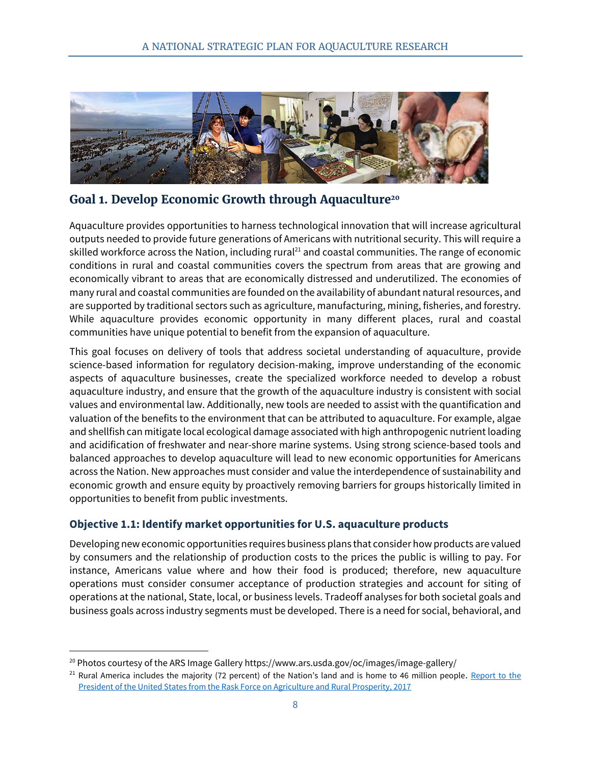## Goal 1. Develop Economic Growth through Aquaculture[20]

Aquaculture provides opportunities to harness technological innovation that will increase agricultural outputs needed to provide future generations of Americans with nutritional security. This will require a skilled workforce across the Nation, including rural[21] and coastal communities. The range of economic conditions in rural and coastal communities covers the spectrum from areas that are growing and economically vibrant to areas that are economically distressed and underutilized. The economies of many rural and coastal communities are founded on the availability of abundant natural resources, and are supported by traditional sectors such as agriculture, manufacturing, mining, fisheries, and forestry. While aquaculture provides economic opportunity in many different places, rural and coastal communities have unique potential to benefit from the expansion of aquaculture.

This goal focuses on delivery of tools that address societal understanding of aquaculture, provide science-based information for regulatory decision-making, improve understanding of the economic aspects of aquaculture businesses, create the specialized workforce needed to develop a robust aquaculture industry, and ensure that the growth of the aquaculture industry is consistent with social values and environmental law. Additionally, new tools are needed to assist with the quantification and valuation of the benefits to the environment that can be attributed to aquaculture. For example, algae and shellfish can mitigate local ecological damage associated with high anthropogenic nutrient loading and acidification of freshwater and near-shore marine systems. Using strong science-based tools and balanced approaches to develop aquaculture will lead to new economic opportunities for Americans across the Nation. New approaches must consider and value the interdependence of sustainability and economic growth and ensure equity by proactively removing barriers for groups historically limited in opportunities to benefit from public investments.

### Objective 1.1: Identify market opportunities for U.S. aquaculture products

Developing new economic opportunities requires business plans that consider how products are valued by consumers and the relationship of production costs to the prices the public is willing to pay. For instance, Americans value where and how their food is produced; therefore, new aquaculture operations must consider consumer acceptance of production strategies and account for siting of operations at the national, State, local, or business levels. Tradeoff analyses for both societal goals and business goals across industry segments must be developed. There is a need for social, behavioral, and

---

[20] Photos courtesy of the ARS Image Gallery https://www.ars.usda.gov/oc/images/image-gallery/

[21] Rural America includes the majority (72 percent) of the Nation's land and is home to 46 million people. Report to the President of the United States from the Rask Force on Agriculture and Rural Prosperity, 2017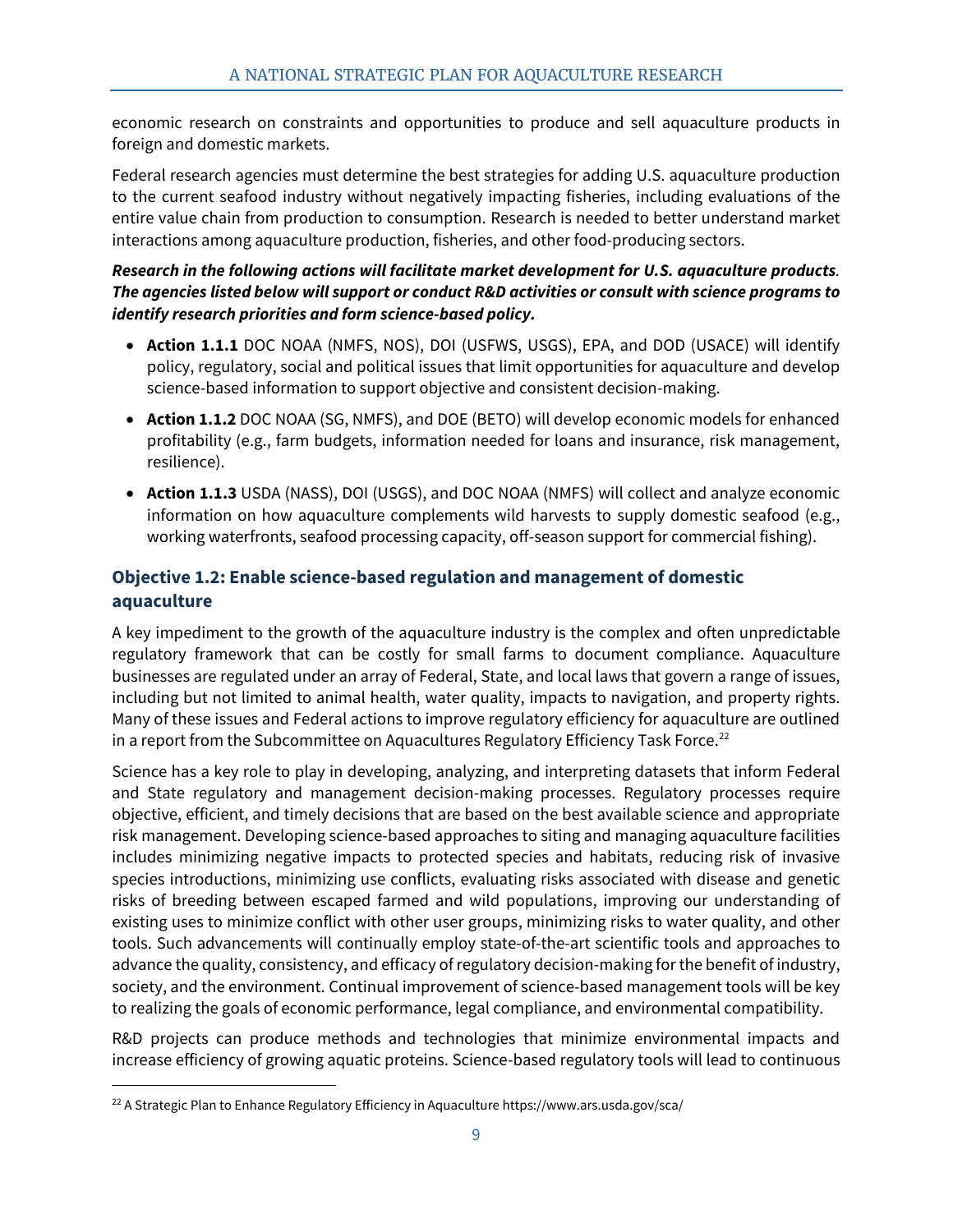economic research on constraints and opportunities to produce and sell aquaculture products in foreign and domestic markets.

Federal research agencies must determine the best strategies for adding U.S. aquaculture production to the current seafood industry without negatively impacting fisheries, including evaluations of the entire value chain from production to consumption. Research is needed to better understand market interactions among aquaculture production, fisheries, and other food-producing sectors.

***Research in the following actions will facilitate market development for U.S. aquaculture products. The agencies listed below will support or conduct R&D activities or consult with science programs to identify research priorities and form science-based policy.***

- **Action 1.1.1** DOC NOAA (NMFS, NOS), DOI (USFWS, USGS), EPA, and DOD (USACE) will identify policy, regulatory, social and political issues that limit opportunities for aquaculture and develop science-based information to support objective and consistent decision-making.
- **Action 1.1.2** DOC NOAA (SG, NMFS), and DOE (BETO) will develop economic models for enhanced profitability (e.g., farm budgets, information needed for loans and insurance, risk management, resilience).
- **Action 1.1.3** USDA (NASS), DOI (USGS), and DOC NOAA (NMFS) will collect and analyze economic information on how aquaculture complements wild harvests to supply domestic seafood (e.g., working waterfronts, seafood processing capacity, off-season support for commercial fishing).

### Objective 1.2: Enable science-based regulation and management of domestic aquaculture

A key impediment to the growth of the aquaculture industry is the complex and often unpredictable regulatory framework that can be costly for small farms to document compliance. Aquaculture businesses are regulated under an array of Federal, State, and local laws that govern a range of issues, including but not limited to animal health, water quality, impacts to navigation, and property rights. Many of these issues and Federal actions to improve regulatory efficiency for aquaculture are outlined in a report from the Subcommittee on Aquacultures Regulatory Efficiency Task Force.[22]

Science has a key role to play in developing, analyzing, and interpreting datasets that inform Federal and State regulatory and management decision-making processes. Regulatory processes require objective, efficient, and timely decisions that are based on the best available science and appropriate risk management. Developing science-based approaches to siting and managing aquaculture facilities includes minimizing negative impacts to protected species and habitats, reducing risk of invasive species introductions, minimizing use conflicts, evaluating risks associated with disease and genetic risks of breeding between escaped farmed and wild populations, improving our understanding of existing uses to minimize conflict with other user groups, minimizing risks to water quality, and other tools. Such advancements will continually employ state-of-the-art scientific tools and approaches to advance the quality, consistency, and efficacy of regulatory decision-making for the benefit of industry, society, and the environment. Continual improvement of science-based management tools will be key to realizing the goals of economic performance, legal compliance, and environmental compatibility.

R&D projects can produce methods and technologies that minimize environmental impacts and increase efficiency of growing aquatic proteins. Science-based regulatory tools will lead to continuous

[22] A Strategic Plan to Enhance Regulatory Efficiency in Aquaculture https://www.ars.usda.gov/sca/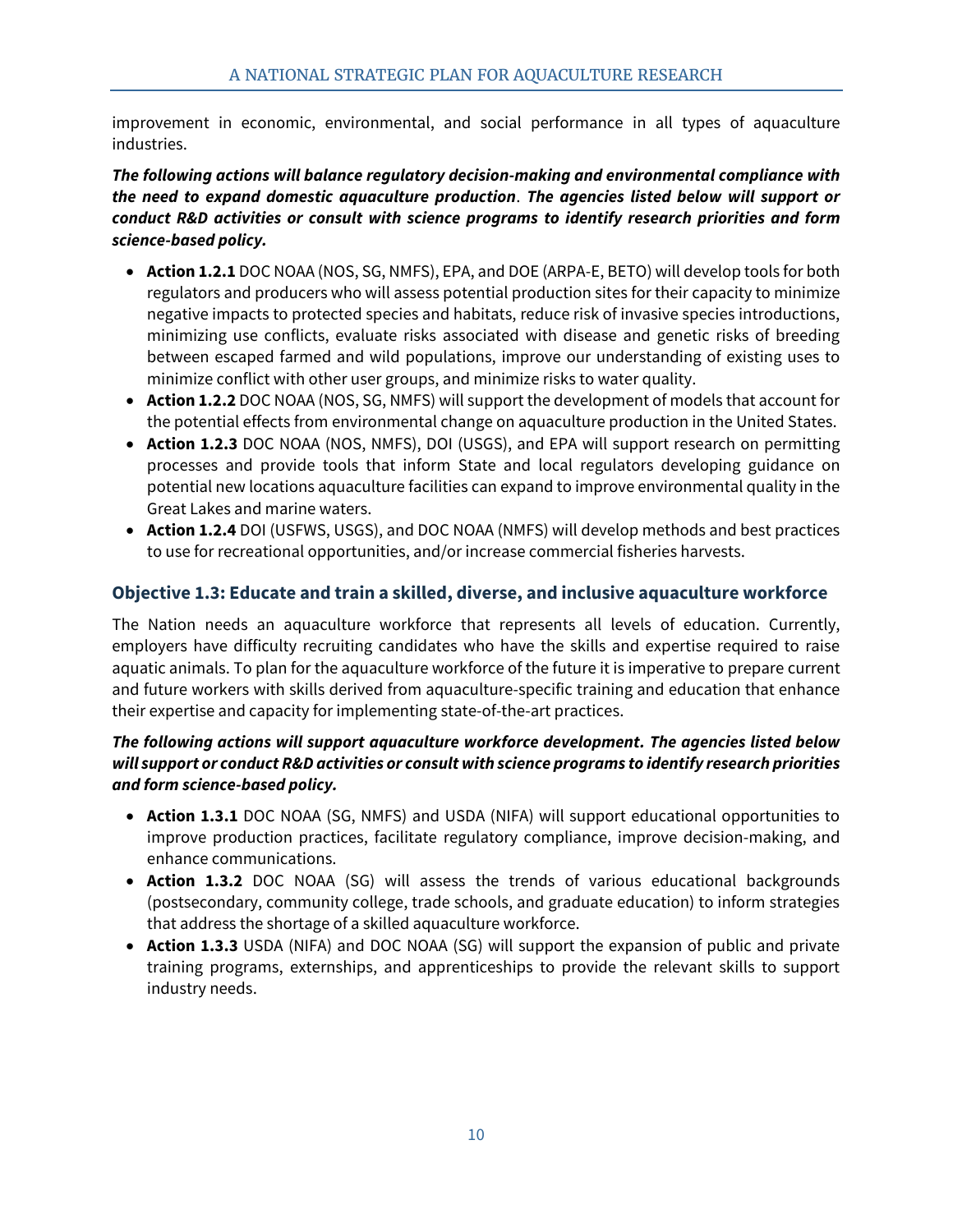improvement in economic, environmental, and social performance in all types of aquaculture industries.

***The following actions will balance regulatory decision-making and environmental compliance with the need to expand domestic aquaculture production*. *The agencies listed below will support or conduct R&D activities or consult with science programs to identify research priorities and form science-based policy.***

- **Action 1.2.1** DOC NOAA (NOS, SG, NMFS), EPA, and DOE (ARPA-E, BETO) will develop tools for both regulators and producers who will assess potential production sites for their capacity to minimize negative impacts to protected species and habitats, reduce risk of invasive species introductions, minimizing use conflicts, evaluate risks associated with disease and genetic risks of breeding between escaped farmed and wild populations, improve our understanding of existing uses to minimize conflict with other user groups, and minimize risks to water quality.
- **Action 1.2.2** DOC NOAA (NOS, SG, NMFS) will support the development of models that account for the potential effects from environmental change on aquaculture production in the United States.
- **Action 1.2.3** DOC NOAA (NOS, NMFS), DOI (USGS), and EPA will support research on permitting processes and provide tools that inform State and local regulators developing guidance on potential new locations aquaculture facilities can expand to improve environmental quality in the Great Lakes and marine waters.
- **Action 1.2.4** DOI (USFWS, USGS), and DOC NOAA (NMFS) will develop methods and best practices to use for recreational opportunities, and/or increase commercial fisheries harvests.

### Objective 1.3: Educate and train a skilled, diverse, and inclusive aquaculture workforce

The Nation needs an aquaculture workforce that represents all levels of education. Currently, employers have difficulty recruiting candidates who have the skills and expertise required to raise aquatic animals. To plan for the aquaculture workforce of the future it is imperative to prepare current and future workers with skills derived from aquaculture-specific training and education that enhance their expertise and capacity for implementing state-of-the-art practices.

***The following actions will support aquaculture workforce development. The agencies listed below will support or conduct R&D activities or consult with science programs to identify research priorities and form science-based policy.***

- **Action 1.3.1** DOC NOAA (SG, NMFS) and USDA (NIFA) will support educational opportunities to improve production practices, facilitate regulatory compliance, improve decision-making, and enhance communications.
- **Action 1.3.2** DOC NOAA (SG) will assess the trends of various educational backgrounds (postsecondary, community college, trade schools, and graduate education) to inform strategies that address the shortage of a skilled aquaculture workforce.
- **Action 1.3.3** USDA (NIFA) and DOC NOAA (SG) will support the expansion of public and private training programs, externships, and apprenticeships to provide the relevant skills to support industry needs.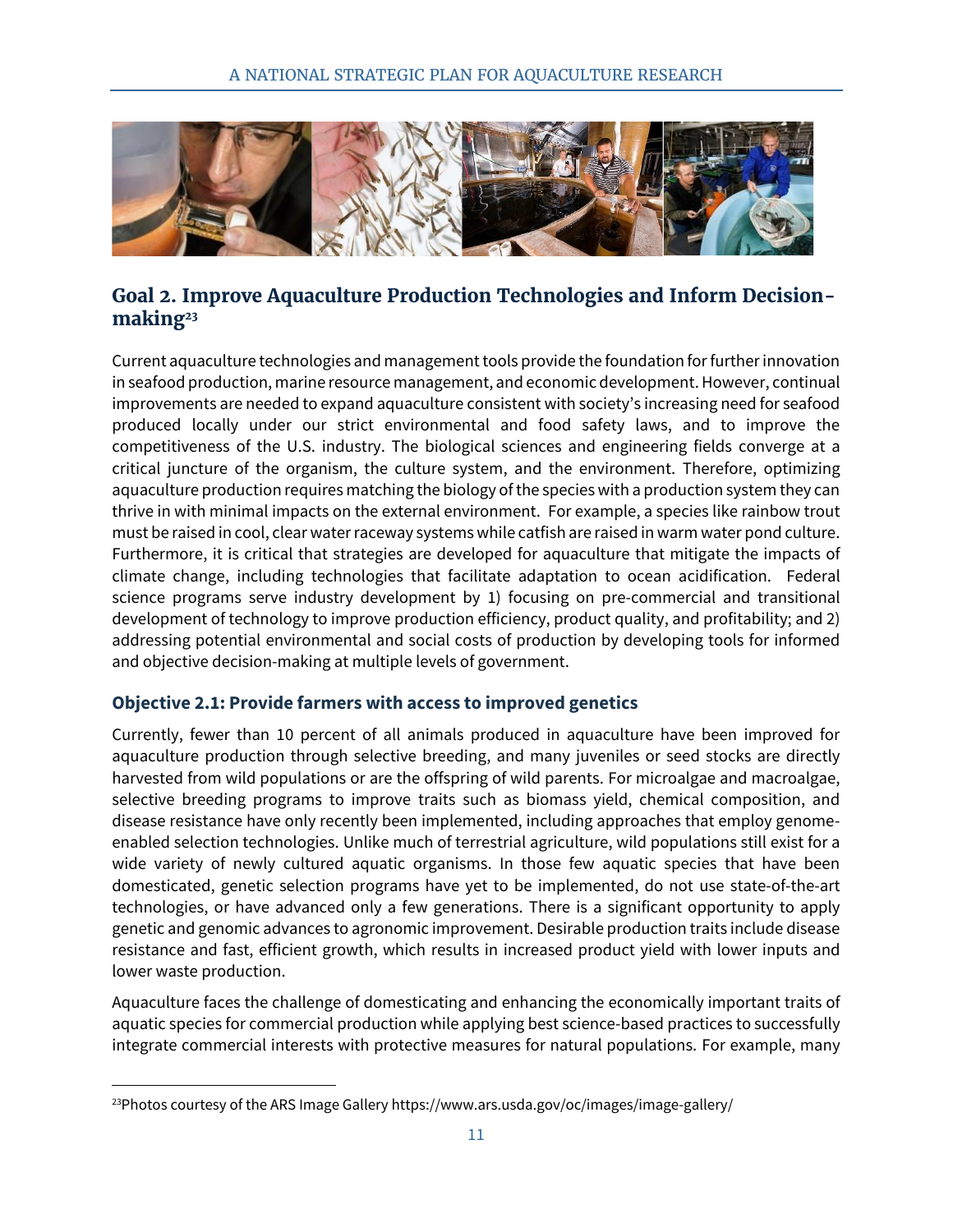## Goal 2. Improve Aquaculture Production Technologies and Inform Decision-making[23]

Current aquaculture technologies and management tools provide the foundation for further innovation in seafood production, marine resource management, and economic development. However, continual improvements are needed to expand aquaculture consistent with society's increasing need for seafood produced locally under our strict environmental and food safety laws, and to improve the competitiveness of the U.S. industry. The biological sciences and engineering fields converge at a critical juncture of the organism, the culture system, and the environment. Therefore, optimizing aquaculture production requires matching the biology of the species with a production system they can thrive in with minimal impacts on the external environment. For example, a species like rainbow trout must be raised in cool, clear water raceway systems while catfish are raised in warm water pond culture. Furthermore, it is critical that strategies are developed for aquaculture that mitigate the impacts of climate change, including technologies that facilitate adaptation to ocean acidification. Federal science programs serve industry development by 1) focusing on pre-commercial and transitional development of technology to improve production efficiency, product quality, and profitability; and 2) addressing potential environmental and social costs of production by developing tools for informed and objective decision-making at multiple levels of government.

### Objective 2.1: Provide farmers with access to improved genetics

Currently, fewer than 10 percent of all animals produced in aquaculture have been improved for aquaculture production through selective breeding, and many juveniles or seed stocks are directly harvested from wild populations or are the offspring of wild parents. For microalgae and macroalgae, selective breeding programs to improve traits such as biomass yield, chemical composition, and disease resistance have only recently been implemented, including approaches that employ genome-enabled selection technologies. Unlike much of terrestrial agriculture, wild populations still exist for a wide variety of newly cultured aquatic organisms. In those few aquatic species that have been domesticated, genetic selection programs have yet to be implemented, do not use state-of-the-art technologies, or have advanced only a few generations. There is a significant opportunity to apply genetic and genomic advances to agronomic improvement. Desirable production traits include disease resistance and fast, efficient growth, which results in increased product yield with lower inputs and lower waste production.

Aquaculture faces the challenge of domesticating and enhancing the economically important traits of aquatic species for commercial production while applying best science-based practices to successfully integrate commercial interests with protective measures for natural populations. For example, many

[23]Photos courtesy of the ARS Image Gallery https://www.ars.usda.gov/oc/images/image-gallery/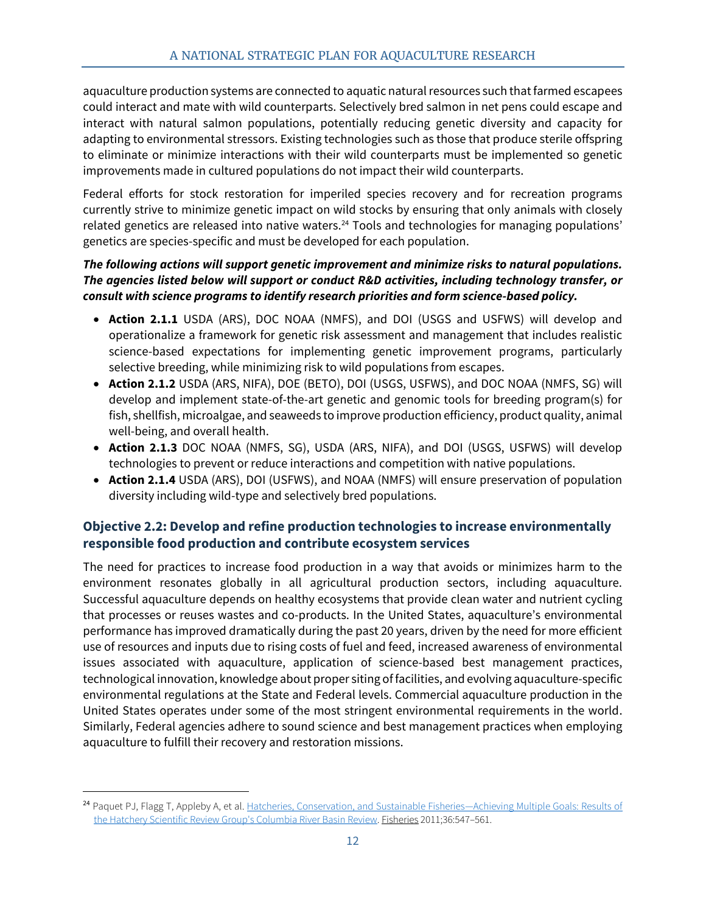aquaculture production systems are connected to aquatic natural resources such that farmed escapees could interact and mate with wild counterparts. Selectively bred salmon in net pens could escape and interact with natural salmon populations, potentially reducing genetic diversity and capacity for adapting to environmental stressors. Existing technologies such as those that produce sterile offspring to eliminate or minimize interactions with their wild counterparts must be implemented so genetic improvements made in cultured populations do not impact their wild counterparts.

Federal efforts for stock restoration for imperiled species recovery and for recreation programs currently strive to minimize genetic impact on wild stocks by ensuring that only animals with closely related genetics are released into native waters.[24] Tools and technologies for managing populations' genetics are species-specific and must be developed for each population.

***The following actions will support genetic improvement and minimize risks to natural populations. The agencies listed below will support or conduct R&D activities, including technology transfer, or consult with science programs to identify research priorities and form science-based policy.***

- **Action 2.1.1** USDA (ARS), DOC NOAA (NMFS), and DOI (USGS and USFWS) will develop and operationalize a framework for genetic risk assessment and management that includes realistic science-based expectations for implementing genetic improvement programs, particularly selective breeding, while minimizing risk to wild populations from escapes.
- **Action 2.1.2** USDA (ARS, NIFA), DOE (BETO), DOI (USGS, USFWS), and DOC NOAA (NMFS, SG) will develop and implement state-of-the-art genetic and genomic tools for breeding program(s) for fish, shellfish, microalgae, and seaweeds to improve production efficiency, product quality, animal well-being, and overall health.
- **Action 2.1.3** DOC NOAA (NMFS, SG), USDA (ARS, NIFA), and DOI (USGS, USFWS) will develop technologies to prevent or reduce interactions and competition with native populations.
- **Action 2.1.4** USDA (ARS), DOI (USFWS), and NOAA (NMFS) will ensure preservation of population diversity including wild-type and selectively bred populations.

### Objective 2.2: Develop and refine production technologies to increase environmentally responsible food production and contribute ecosystem services

The need for practices to increase food production in a way that avoids or minimizes harm to the environment resonates globally in all agricultural production sectors, including aquaculture. Successful aquaculture depends on healthy ecosystems that provide clean water and nutrient cycling that processes or reuses wastes and co-products. In the United States, aquaculture's environmental performance has improved dramatically during the past 20 years, driven by the need for more efficient use of resources and inputs due to rising costs of fuel and feed, increased awareness of environmental issues associated with aquaculture, application of science-based best management practices, technological innovation, knowledge about proper siting of facilities, and evolving aquaculture-specific environmental regulations at the State and Federal levels. Commercial aquaculture production in the United States operates under some of the most stringent environmental requirements in the world. Similarly, Federal agencies adhere to sound science and best management practices when employing aquaculture to fulfill their recovery and restoration missions.

---

[24] Paquet PJ, Flagg T, Appleby A, et al. Hatcheries, Conservation, and Sustainable Fisheries—Achieving Multiple Goals: Results of the Hatchery Scientific Review Group's Columbia River Basin Review. Fisheries 2011;36:547–561.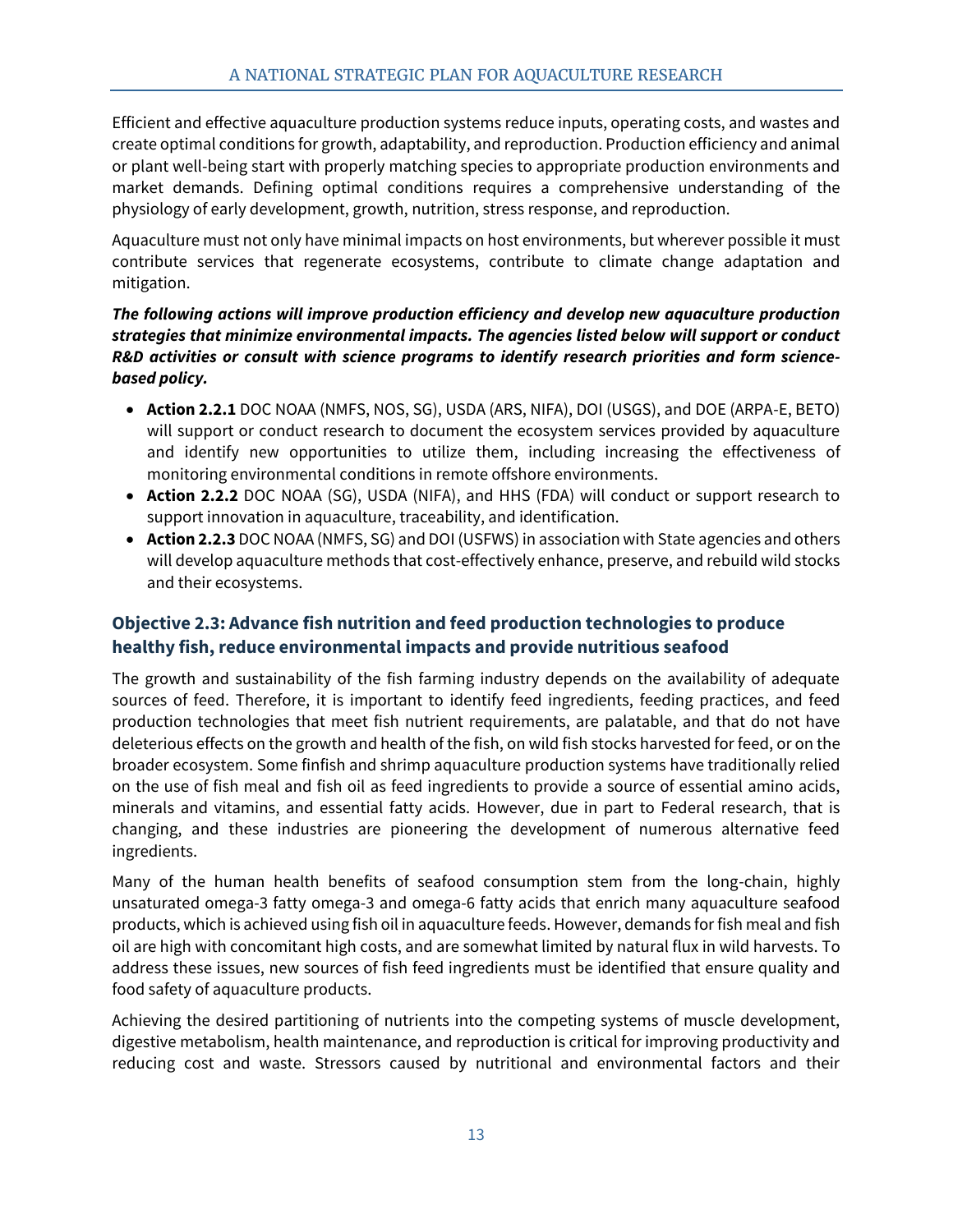Efficient and effective aquaculture production systems reduce inputs, operating costs, and wastes and create optimal conditions for growth, adaptability, and reproduction. Production efficiency and animal or plant well-being start with properly matching species to appropriate production environments and market demands. Defining optimal conditions requires a comprehensive understanding of the physiology of early development, growth, nutrition, stress response, and reproduction.

Aquaculture must not only have minimal impacts on host environments, but wherever possible it must contribute services that regenerate ecosystems, contribute to climate change adaptation and mitigation.

***The following actions will improve production efficiency and develop new aquaculture production strategies that minimize environmental impacts. The agencies listed below will support or conduct R&D activities or consult with science programs to identify research priorities and form science-based policy.***

- **Action 2.2.1** DOC NOAA (NMFS, NOS, SG), USDA (ARS, NIFA), DOI (USGS), and DOE (ARPA-E, BETO) will support or conduct research to document the ecosystem services provided by aquaculture and identify new opportunities to utilize them, including increasing the effectiveness of monitoring environmental conditions in remote offshore environments.
- **Action 2.2.2** DOC NOAA (SG), USDA (NIFA), and HHS (FDA) will conduct or support research to support innovation in aquaculture, traceability, and identification.
- **Action 2.2.3** DOC NOAA (NMFS, SG) and DOI (USFWS) in association with State agencies and others will develop aquaculture methods that cost-effectively enhance, preserve, and rebuild wild stocks and their ecosystems.

### Objective 2.3: Advance fish nutrition and feed production technologies to produce healthy fish, reduce environmental impacts and provide nutritious seafood

The growth and sustainability of the fish farming industry depends on the availability of adequate sources of feed. Therefore, it is important to identify feed ingredients, feeding practices, and feed production technologies that meet fish nutrient requirements, are palatable, and that do not have deleterious effects on the growth and health of the fish, on wild fish stocks harvested for feed, or on the broader ecosystem. Some finfish and shrimp aquaculture production systems have traditionally relied on the use of fish meal and fish oil as feed ingredients to provide a source of essential amino acids, minerals and vitamins, and essential fatty acids. However, due in part to Federal research, that is changing, and these industries are pioneering the development of numerous alternative feed ingredients.

Many of the human health benefits of seafood consumption stem from the long-chain, highly unsaturated omega-3 fatty omega-3 and omega-6 fatty acids that enrich many aquaculture seafood products, which is achieved using fish oil in aquaculture feeds. However, demands for fish meal and fish oil are high with concomitant high costs, and are somewhat limited by natural flux in wild harvests. To address these issues, new sources of fish feed ingredients must be identified that ensure quality and food safety of aquaculture products.

Achieving the desired partitioning of nutrients into the competing systems of muscle development, digestive metabolism, health maintenance, and reproduction is critical for improving productivity and reducing cost and waste. Stressors caused by nutritional and environmental factors and their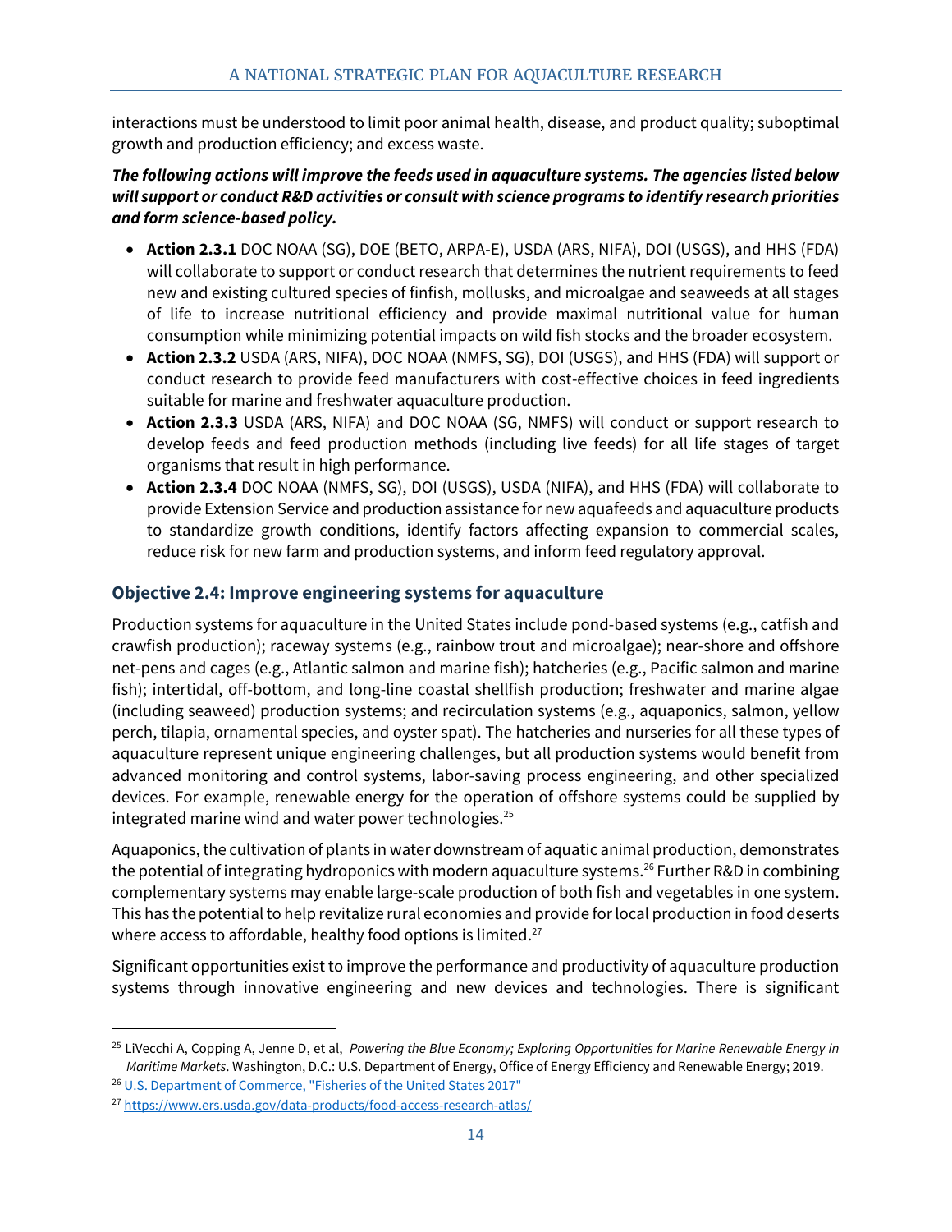interactions must be understood to limit poor animal health, disease, and product quality; suboptimal growth and production efficiency; and excess waste.

***The following actions will improve the feeds used in aquaculture systems. The agencies listed below will support or conduct R&D activities or consult with science programs to identify research priorities and form science-based policy.***

- **Action 2.3.1** DOC NOAA (SG), DOE (BETO, ARPA-E), USDA (ARS, NIFA), DOI (USGS), and HHS (FDA) will collaborate to support or conduct research that determines the nutrient requirements to feed new and existing cultured species of finfish, mollusks, and microalgae and seaweeds at all stages of life to increase nutritional efficiency and provide maximal nutritional value for human consumption while minimizing potential impacts on wild fish stocks and the broader ecosystem.
- **Action 2.3.2** USDA (ARS, NIFA), DOC NOAA (NMFS, SG), DOI (USGS), and HHS (FDA) will support or conduct research to provide feed manufacturers with cost-effective choices in feed ingredients suitable for marine and freshwater aquaculture production.
- **Action 2.3.3** USDA (ARS, NIFA) and DOC NOAA (SG, NMFS) will conduct or support research to develop feeds and feed production methods (including live feeds) for all life stages of target organisms that result in high performance.
- **Action 2.3.4** DOC NOAA (NMFS, SG), DOI (USGS), USDA (NIFA), and HHS (FDA) will collaborate to provide Extension Service and production assistance for new aquafeeds and aquaculture products to standardize growth conditions, identify factors affecting expansion to commercial scales, reduce risk for new farm and production systems, and inform feed regulatory approval.

### Objective 2.4: Improve engineering systems for aquaculture

Production systems for aquaculture in the United States include pond-based systems (e.g., catfish and crawfish production); raceway systems (e.g., rainbow trout and microalgae); near-shore and offshore net-pens and cages (e.g., Atlantic salmon and marine fish); hatcheries (e.g., Pacific salmon and marine fish); intertidal, off-bottom, and long-line coastal shellfish production; freshwater and marine algae (including seaweed) production systems; and recirculation systems (e.g., aquaponics, salmon, yellow perch, tilapia, ornamental species, and oyster spat). The hatcheries and nurseries for all these types of aquaculture represent unique engineering challenges, but all production systems would benefit from advanced monitoring and control systems, labor-saving process engineering, and other specialized devices. For example, renewable energy for the operation of offshore systems could be supplied by integrated marine wind and water power technologies.[25]

Aquaponics, the cultivation of plants in water downstream of aquatic animal production, demonstrates the potential of integrating hydroponics with modern aquaculture systems.[26] Further R&D in combining complementary systems may enable large-scale production of both fish and vegetables in one system. This has the potential to help revitalize rural economies and provide for local production in food deserts where access to affordable, healthy food options is limited.[27]

Significant opportunities exist to improve the performance and productivity of aquaculture production systems through innovative engineering and new devices and technologies. There is significant

---

[25] LiVecchi A, Copping A, Jenne D, et al, *Powering the Blue Economy; Exploring Opportunities for Marine Renewable Energy in Maritime Markets*. Washington, D.C.: U.S. Department of Energy, Office of Energy Efficiency and Renewable Energy; 2019.

[26] U.S. Department of Commerce, "Fisheries of the United States 2017"

[27] https://www.ers.usda.gov/data-products/food-access-research-atlas/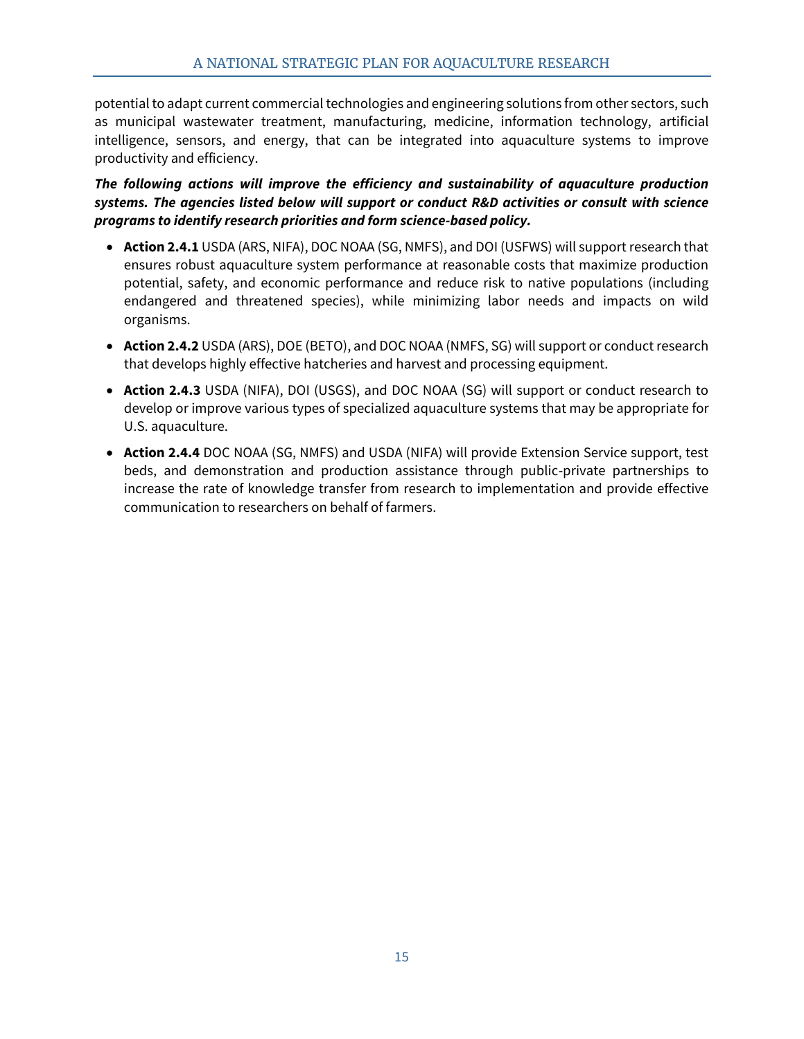potential to adapt current commercial technologies and engineering solutions from other sectors, such as municipal wastewater treatment, manufacturing, medicine, information technology, artificial intelligence, sensors, and energy, that can be integrated into aquaculture systems to improve productivity and efficiency.

***The following actions will improve the efficiency and sustainability of aquaculture production systems. The agencies listed below will support or conduct R&D activities or consult with science programs to identify research priorities and form science-based policy.***

- **Action 2.4.1** USDA (ARS, NIFA), DOC NOAA (SG, NMFS), and DOI (USFWS) will support research that ensures robust aquaculture system performance at reasonable costs that maximize production potential, safety, and economic performance and reduce risk to native populations (including endangered and threatened species), while minimizing labor needs and impacts on wild organisms.
- **Action 2.4.2** USDA (ARS), DOE (BETO), and DOC NOAA (NMFS, SG) will support or conduct research that develops highly effective hatcheries and harvest and processing equipment.
- **Action 2.4.3** USDA (NIFA), DOI (USGS), and DOC NOAA (SG) will support or conduct research to develop or improve various types of specialized aquaculture systems that may be appropriate for U.S. aquaculture.
- **Action 2.4.4** DOC NOAA (SG, NMFS) and USDA (NIFA) will provide Extension Service support, test beds, and demonstration and production assistance through public-private partnerships to increase the rate of knowledge transfer from research to implementation and provide effective communication to researchers on behalf of farmers.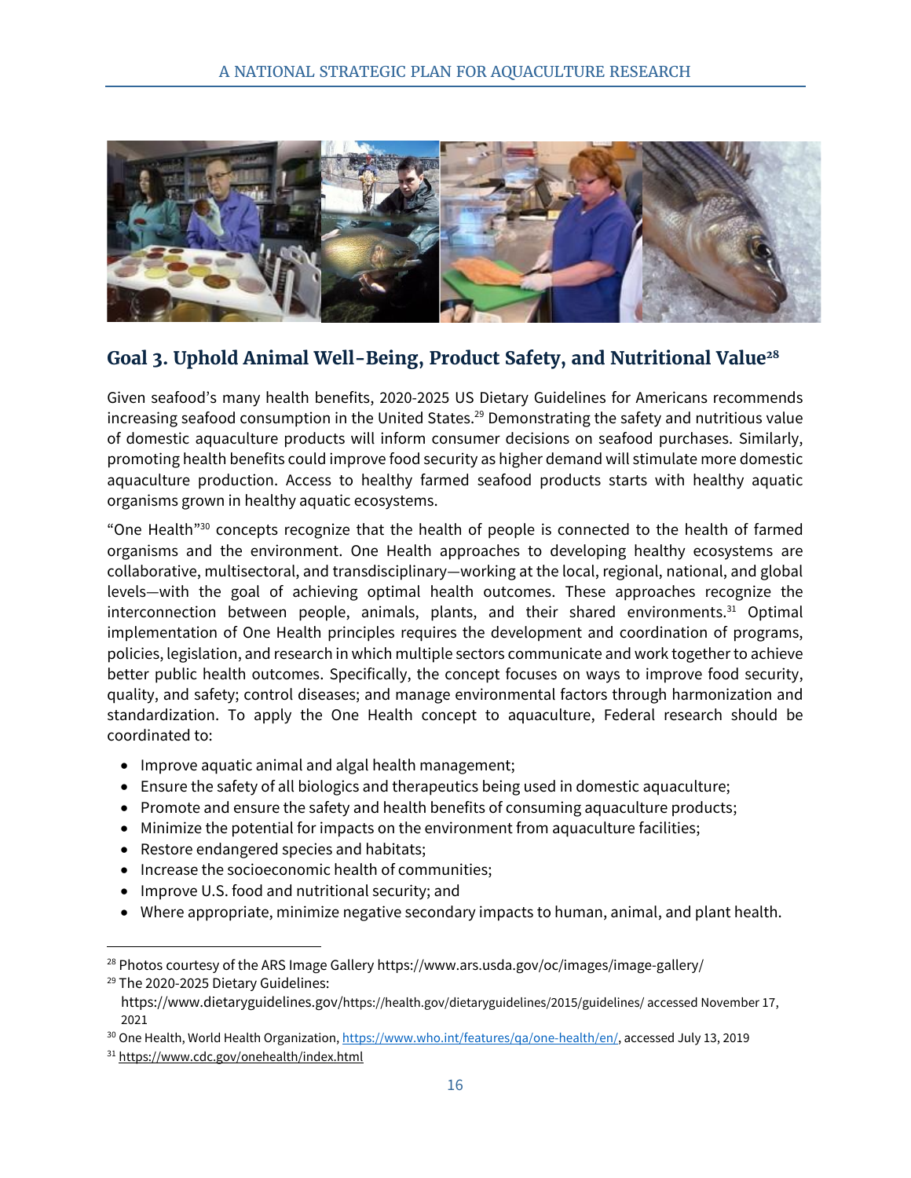## Goal 3. Uphold Animal Well-Being, Product Safety, and Nutritional Value[28]

Given seafood's many health benefits, 2020-2025 US Dietary Guidelines for Americans recommends increasing seafood consumption in the United States.[29] Demonstrating the safety and nutritious value of domestic aquaculture products will inform consumer decisions on seafood purchases. Similarly, promoting health benefits could improve food security as higher demand will stimulate more domestic aquaculture production. Access to healthy farmed seafood products starts with healthy aquatic organisms grown in healthy aquatic ecosystems.

"One Health"[30] concepts recognize that the health of people is connected to the health of farmed organisms and the environment. One Health approaches to developing healthy ecosystems are collaborative, multisectoral, and transdisciplinary—working at the local, regional, national, and global levels—with the goal of achieving optimal health outcomes. These approaches recognize the interconnection between people, animals, plants, and their shared environments.[31] Optimal implementation of One Health principles requires the development and coordination of programs, policies, legislation, and research in which multiple sectors communicate and work together to achieve better public health outcomes. Specifically, the concept focuses on ways to improve food security, quality, and safety; control diseases; and manage environmental factors through harmonization and standardization. To apply the One Health concept to aquaculture, Federal research should be coordinated to:

- Improve aquatic animal and algal health management;
- Ensure the safety of all biologics and therapeutics being used in domestic aquaculture;
- Promote and ensure the safety and health benefits of consuming aquaculture products;
- Minimize the potential for impacts on the environment from aquaculture facilities;
- Restore endangered species and habitats;
- Increase the socioeconomic health of communities;
- Improve U.S. food and nutritional security; and
- Where appropriate, minimize negative secondary impacts to human, animal, and plant health.

---

[28] Photos courtesy of the ARS Image Gallery https://www.ars.usda.gov/oc/images/image-gallery/

[29] The 2020-2025 Dietary Guidelines: https://www.dietaryguidelines.gov/https://health.gov/dietaryguidelines/2015/guidelines/ accessed November 17, 2021

[30] One Health, World Health Organization, https://www.who.int/features/qa/one-health/en/, accessed July 13, 2019

[31] https://www.cdc.gov/onehealth/index.html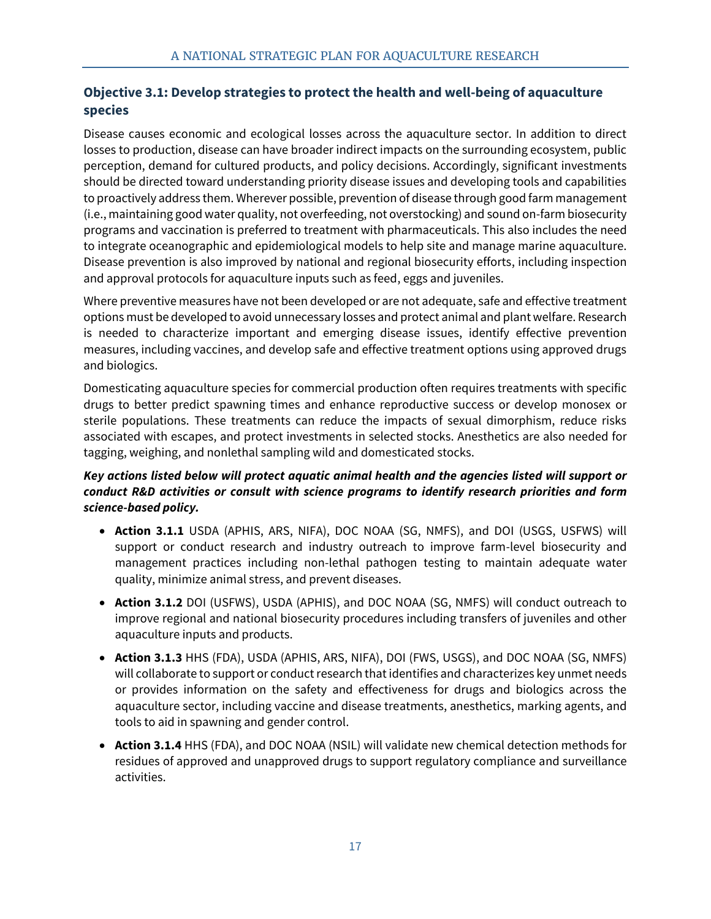### Objective 3.1: Develop strategies to protect the health and well-being of aquaculture species

Disease causes economic and ecological losses across the aquaculture sector. In addition to direct losses to production, disease can have broader indirect impacts on the surrounding ecosystem, public perception, demand for cultured products, and policy decisions. Accordingly, significant investments should be directed toward understanding priority disease issues and developing tools and capabilities to proactively address them. Wherever possible, prevention of disease through good farm management (i.e., maintaining good water quality, not overfeeding, not overstocking) and sound on-farm biosecurity programs and vaccination is preferred to treatment with pharmaceuticals. This also includes the need to integrate oceanographic and epidemiological models to help site and manage marine aquaculture. Disease prevention is also improved by national and regional biosecurity efforts, including inspection and approval protocols for aquaculture inputs such as feed, eggs and juveniles.

Where preventive measures have not been developed or are not adequate, safe and effective treatment options must be developed to avoid unnecessary losses and protect animal and plant welfare. Research is needed to characterize important and emerging disease issues, identify effective prevention measures, including vaccines, and develop safe and effective treatment options using approved drugs and biologics.

Domesticating aquaculture species for commercial production often requires treatments with specific drugs to better predict spawning times and enhance reproductive success or develop monosex or sterile populations. These treatments can reduce the impacts of sexual dimorphism, reduce risks associated with escapes, and protect investments in selected stocks. Anesthetics are also needed for tagging, weighing, and nonlethal sampling wild and domesticated stocks.

***Key actions listed below will protect aquatic animal health and the agencies listed will support or conduct R&D activities or consult with science programs to identify research priorities and form science-based policy.***

- **Action 3.1.1** USDA (APHIS, ARS, NIFA), DOC NOAA (SG, NMFS), and DOI (USGS, USFWS) will support or conduct research and industry outreach to improve farm-level biosecurity and management practices including non-lethal pathogen testing to maintain adequate water quality, minimize animal stress, and prevent diseases.
- **Action 3.1.2** DOI (USFWS), USDA (APHIS), and DOC NOAA (SG, NMFS) will conduct outreach to improve regional and national biosecurity procedures including transfers of juveniles and other aquaculture inputs and products.
- **Action 3.1.3** HHS (FDA), USDA (APHIS, ARS, NIFA), DOI (FWS, USGS), and DOC NOAA (SG, NMFS) will collaborate to support or conduct research that identifies and characterizes key unmet needs or provides information on the safety and effectiveness for drugs and biologics across the aquaculture sector, including vaccine and disease treatments, anesthetics, marking agents, and tools to aid in spawning and gender control.
- **Action 3.1.4** HHS (FDA), and DOC NOAA (NSIL) will validate new chemical detection methods for residues of approved and unapproved drugs to support regulatory compliance and surveillance activities.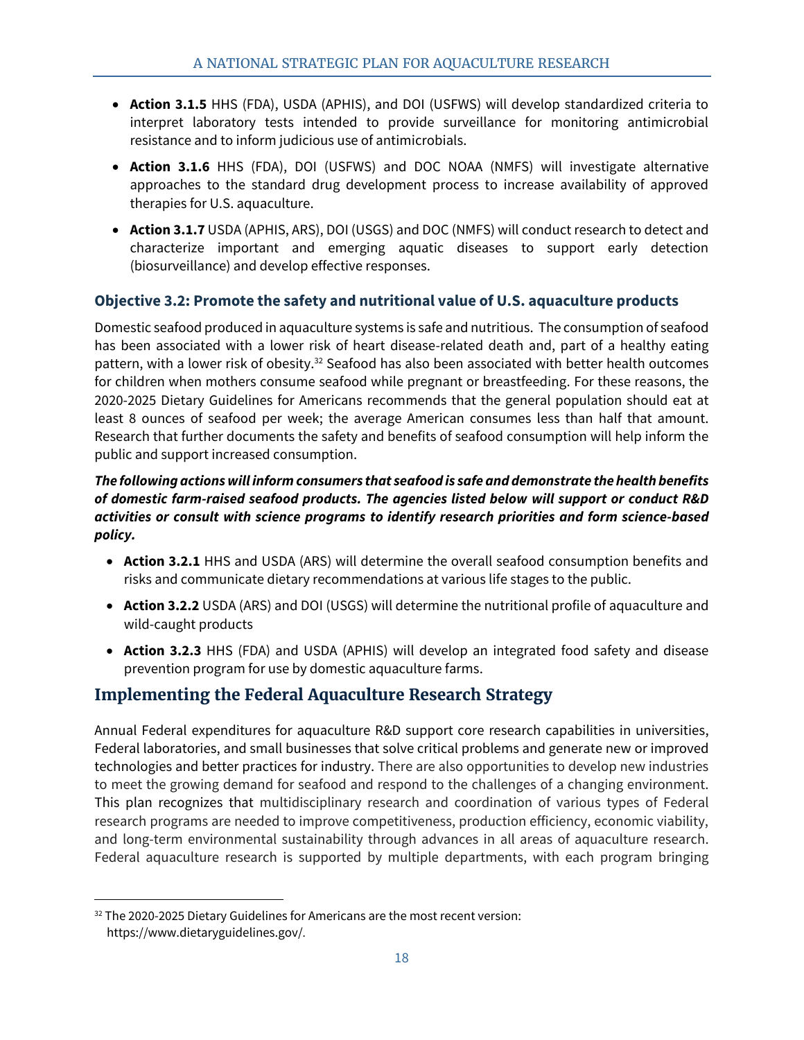- **Action 3.1.5** HHS (FDA), USDA (APHIS), and DOI (USFWS) will develop standardized criteria to interpret laboratory tests intended to provide surveillance for monitoring antimicrobial resistance and to inform judicious use of antimicrobials.
- **Action 3.1.6** HHS (FDA), DOI (USFWS) and DOC NOAA (NMFS) will investigate alternative approaches to the standard drug development process to increase availability of approved therapies for U.S. aquaculture.
- **Action 3.1.7** USDA (APHIS, ARS), DOI (USGS) and DOC (NMFS) will conduct research to detect and characterize important and emerging aquatic diseases to support early detection (biosurveillance) and develop effective responses.

### Objective 3.2: Promote the safety and nutritional value of U.S. aquaculture products

Domestic seafood produced in aquaculture systems is safe and nutritious. The consumption of seafood has been associated with a lower risk of heart disease-related death and, part of a healthy eating pattern, with a lower risk of obesity.[32] Seafood has also been associated with better health outcomes for children when mothers consume seafood while pregnant or breastfeeding. For these reasons, the 2020-2025 Dietary Guidelines for Americans recommends that the general population should eat at least 8 ounces of seafood per week; the average American consumes less than half that amount. Research that further documents the safety and benefits of seafood consumption will help inform the public and support increased consumption.

***The following actions will inform consumers that seafood is safe and demonstrate the health benefits of domestic farm-raised seafood products. The agencies listed below will support or conduct R&D activities or consult with science programs to identify research priorities and form science-based policy.***

- **Action 3.2.1** HHS and USDA (ARS) will determine the overall seafood consumption benefits and risks and communicate dietary recommendations at various life stages to the public.
- **Action 3.2.2** USDA (ARS) and DOI (USGS) will determine the nutritional profile of aquaculture and wild-caught products
- **Action 3.2.3** HHS (FDA) and USDA (APHIS) will develop an integrated food safety and disease prevention program for use by domestic aquaculture farms.

## Implementing the Federal Aquaculture Research Strategy

Annual Federal expenditures for aquaculture R&D support core research capabilities in universities, Federal laboratories, and small businesses that solve critical problems and generate new or improved technologies and better practices for industry. There are also opportunities to develop new industries to meet the growing demand for seafood and respond to the challenges of a changing environment. This plan recognizes that multidisciplinary research and coordination of various types of Federal research programs are needed to improve competitiveness, production efficiency, economic viability, and long-term environmental sustainability through advances in all areas of aquaculture research. Federal aquaculture research is supported by multiple departments, with each program bringing

[32] The 2020-2025 Dietary Guidelines for Americans are the most recent version: https://www.dietaryguidelines.gov/.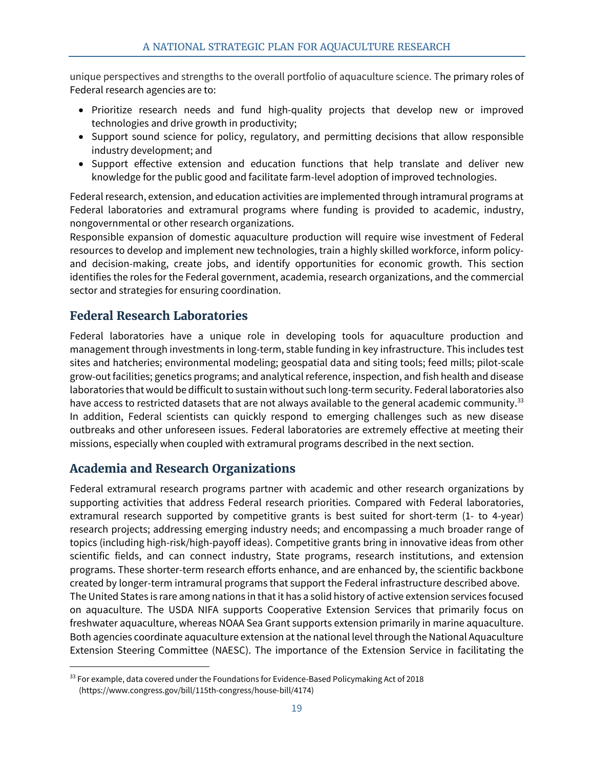unique perspectives and strengths to the overall portfolio of aquaculture science. The primary roles of Federal research agencies are to:

- Prioritize research needs and fund high-quality projects that develop new or improved technologies and drive growth in productivity;
- Support sound science for policy, regulatory, and permitting decisions that allow responsible industry development; and
- Support effective extension and education functions that help translate and deliver new knowledge for the public good and facilitate farm-level adoption of improved technologies.

Federal research, extension, and education activities are implemented through intramural programs at Federal laboratories and extramural programs where funding is provided to academic, industry, nongovernmental or other research organizations.

Responsible expansion of domestic aquaculture production will require wise investment of Federal resources to develop and implement new technologies, train a highly skilled workforce, inform policy- and decision-making, create jobs, and identify opportunities for economic growth. This section identifies the roles for the Federal government, academia, research organizations, and the commercial sector and strategies for ensuring coordination.

## Federal Research Laboratories

Federal laboratories have a unique role in developing tools for aquaculture production and management through investments in long-term, stable funding in key infrastructure. This includes test sites and hatcheries; environmental modeling; geospatial data and siting tools; feed mills; pilot-scale grow-out facilities; genetics programs; and analytical reference, inspection, and fish health and disease laboratories that would be difficult to sustain without such long-term security. Federal laboratories also have access to restricted datasets that are not always available to the general academic community.[33] In addition, Federal scientists can quickly respond to emerging challenges such as new disease outbreaks and other unforeseen issues. Federal laboratories are extremely effective at meeting their missions, especially when coupled with extramural programs described in the next section.

## Academia and Research Organizations

Federal extramural research programs partner with academic and other research organizations by supporting activities that address Federal research priorities. Compared with Federal laboratories, extramural research supported by competitive grants is best suited for short-term (1- to 4-year) research projects; addressing emerging industry needs; and encompassing a much broader range of topics (including high-risk/high-payoff ideas). Competitive grants bring in innovative ideas from other scientific fields, and can connect industry, State programs, research institutions, and extension programs. These shorter-term research efforts enhance, and are enhanced by, the scientific backbone created by longer-term intramural programs that support the Federal infrastructure described above.

The United States is rare among nations in that it has a solid history of active extension services focused on aquaculture. The USDA NIFA supports Cooperative Extension Services that primarily focus on freshwater aquaculture, whereas NOAA Sea Grant supports extension primarily in marine aquaculture. Both agencies coordinate aquaculture extension at the national level through the National Aquaculture Extension Steering Committee (NAESC). The importance of the Extension Service in facilitating the

[33] For example, data covered under the Foundations for Evidence-Based Policymaking Act of 2018 (https://www.congress.gov/bill/115th-congress/house-bill/4174)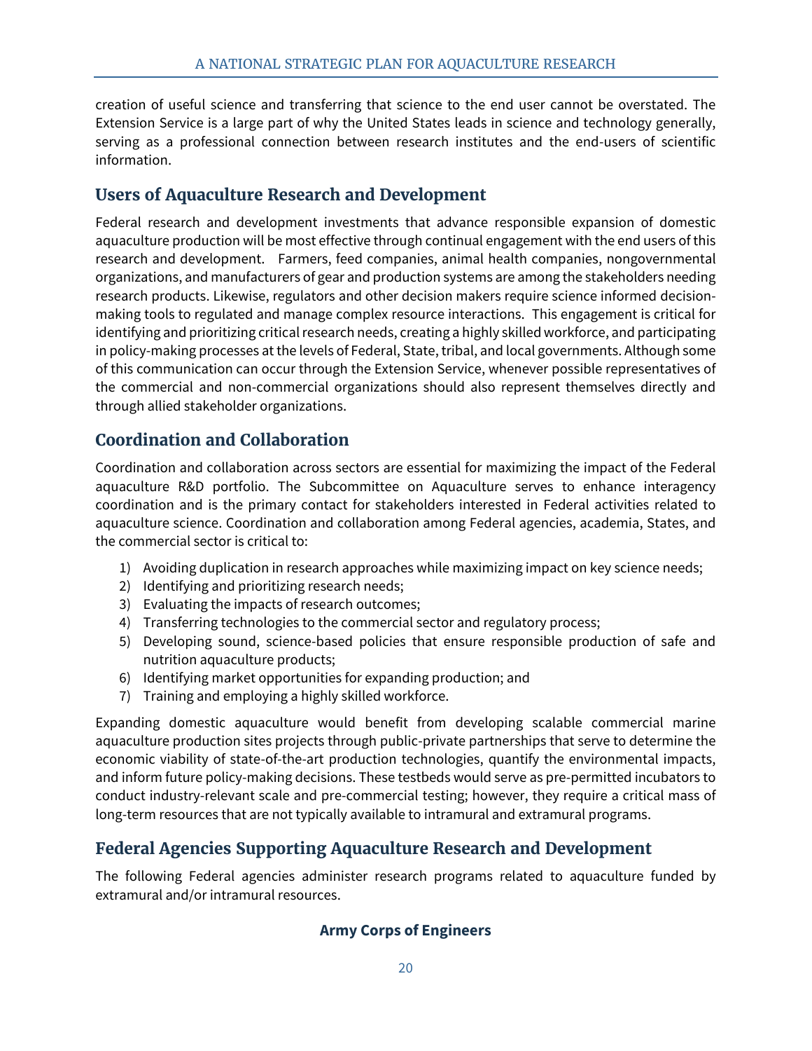creation of useful science and transferring that science to the end user cannot be overstated. The Extension Service is a large part of why the United States leads in science and technology generally, serving as a professional connection between research institutes and the end-users of scientific information.

## Users of Aquaculture Research and Development

Federal research and development investments that advance responsible expansion of domestic aquaculture production will be most effective through continual engagement with the end users of this research and development. Farmers, feed companies, animal health companies, nongovernmental organizations, and manufacturers of gear and production systems are among the stakeholders needing research products. Likewise, regulators and other decision makers require science informed decision-making tools to regulated and manage complex resource interactions. This engagement is critical for identifying and prioritizing critical research needs, creating a highly skilled workforce, and participating in policy-making processes at the levels of Federal, State, tribal, and local governments. Although some of this communication can occur through the Extension Service, whenever possible representatives of the commercial and non-commercial organizations should also represent themselves directly and through allied stakeholder organizations.

## Coordination and Collaboration

Coordination and collaboration across sectors are essential for maximizing the impact of the Federal aquaculture R&D portfolio. The Subcommittee on Aquaculture serves to enhance interagency coordination and is the primary contact for stakeholders interested in Federal activities related to aquaculture science. Coordination and collaboration among Federal agencies, academia, States, and the commercial sector is critical to:

1) Avoiding duplication in research approaches while maximizing impact on key science needs;
2) Identifying and prioritizing research needs;
3) Evaluating the impacts of research outcomes;
4) Transferring technologies to the commercial sector and regulatory process;
5) Developing sound, science-based policies that ensure responsible production of safe and nutrition aquaculture products;
6) Identifying market opportunities for expanding production; and
7) Training and employing a highly skilled workforce.

Expanding domestic aquaculture would benefit from developing scalable commercial marine aquaculture production sites projects through public-private partnerships that serve to determine the economic viability of state-of-the-art production technologies, quantify the environmental impacts, and inform future policy-making decisions. These testbeds would serve as pre-permitted incubators to conduct industry-relevant scale and pre-commercial testing; however, they require a critical mass of long-term resources that are not typically available to intramural and extramural programs.

## Federal Agencies Supporting Aquaculture Research and Development

The following Federal agencies administer research programs related to aquaculture funded by extramural and/or intramural resources.

**Army Corps of Engineers**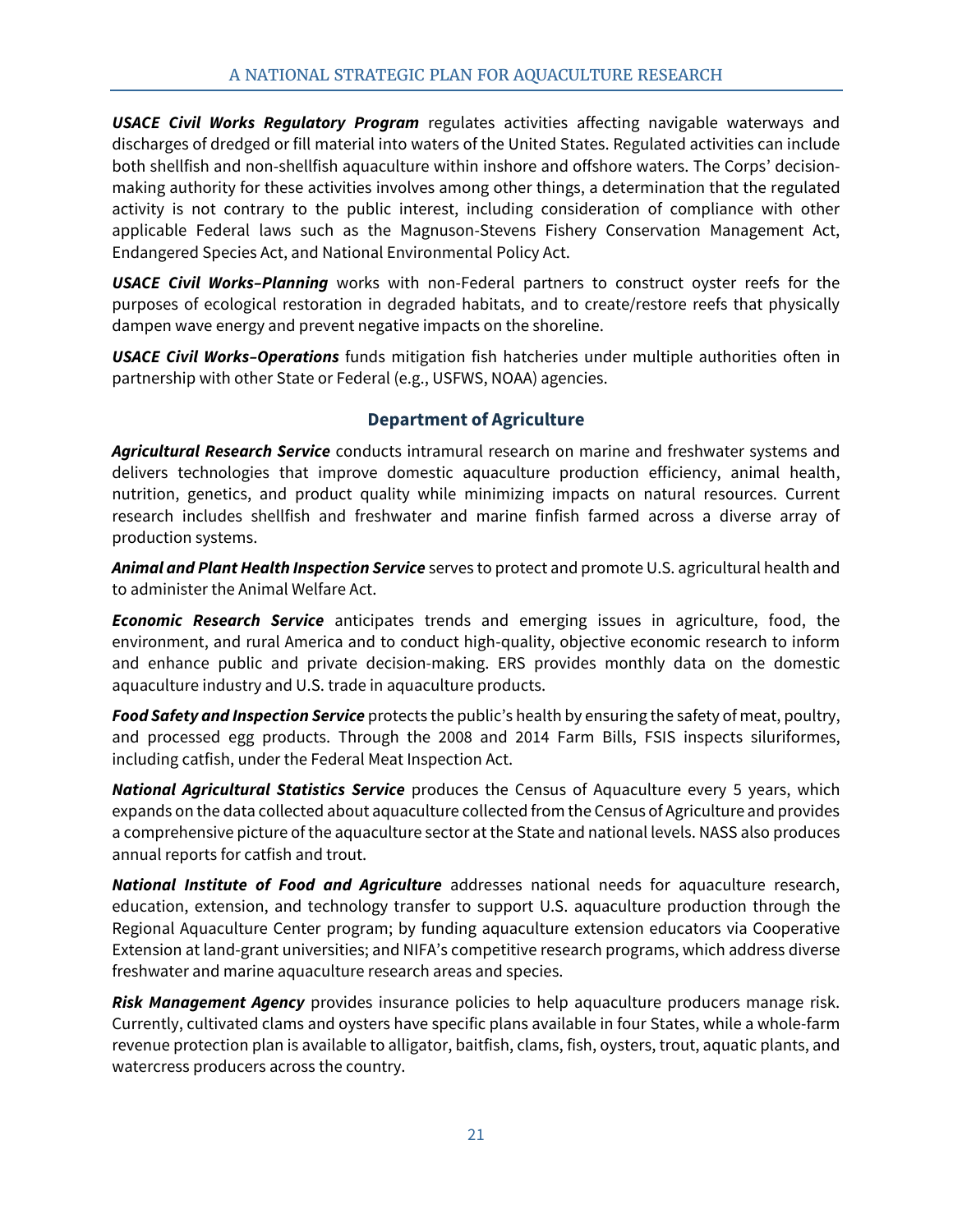***USACE Civil Works Regulatory Program*** regulates activities affecting navigable waterways and discharges of dredged or fill material into waters of the United States. Regulated activities can include both shellfish and non-shellfish aquaculture within inshore and offshore waters. The Corps' decision-making authority for these activities involves among other things, a determination that the regulated activity is not contrary to the public interest, including consideration of compliance with other applicable Federal laws such as the Magnuson-Stevens Fishery Conservation Management Act, Endangered Species Act, and National Environmental Policy Act.

***USACE Civil Works–Planning*** works with non-Federal partners to construct oyster reefs for the purposes of ecological restoration in degraded habitats, and to create/restore reefs that physically dampen wave energy and prevent negative impacts on the shoreline.

***USACE Civil Works–Operations*** funds mitigation fish hatcheries under multiple authorities often in partnership with other State or Federal (e.g., USFWS, NOAA) agencies.

## Department of Agriculture

***Agricultural Research Service*** conducts intramural research on marine and freshwater systems and delivers technologies that improve domestic aquaculture production efficiency, animal health, nutrition, genetics, and product quality while minimizing impacts on natural resources. Current research includes shellfish and freshwater and marine finfish farmed across a diverse array of production systems.

***Animal and Plant Health Inspection Service*** serves to protect and promote U.S. agricultural health and to administer the Animal Welfare Act.

***Economic Research Service*** anticipates trends and emerging issues in agriculture, food, the environment, and rural America and to conduct high-quality, objective economic research to inform and enhance public and private decision-making. ERS provides monthly data on the domestic aquaculture industry and U.S. trade in aquaculture products.

***Food Safety and Inspection Service*** protects the public's health by ensuring the safety of meat, poultry, and processed egg products. Through the 2008 and 2014 Farm Bills, FSIS inspects siluriformes, including catfish, under the Federal Meat Inspection Act.

***National Agricultural Statistics Service*** produces the Census of Aquaculture every 5 years, which expands on the data collected about aquaculture collected from the Census of Agriculture and provides a comprehensive picture of the aquaculture sector at the State and national levels. NASS also produces annual reports for catfish and trout.

***National Institute of Food and Agriculture*** addresses national needs for aquaculture research, education, extension, and technology transfer to support U.S. aquaculture production through the Regional Aquaculture Center program; by funding aquaculture extension educators via Cooperative Extension at land-grant universities; and NIFA's competitive research programs, which address diverse freshwater and marine aquaculture research areas and species.

***Risk Management Agency*** provides insurance policies to help aquaculture producers manage risk. Currently, cultivated clams and oysters have specific plans available in four States, while a whole-farm revenue protection plan is available to alligator, baitfish, clams, fish, oysters, trout, aquatic plants, and watercress producers across the country.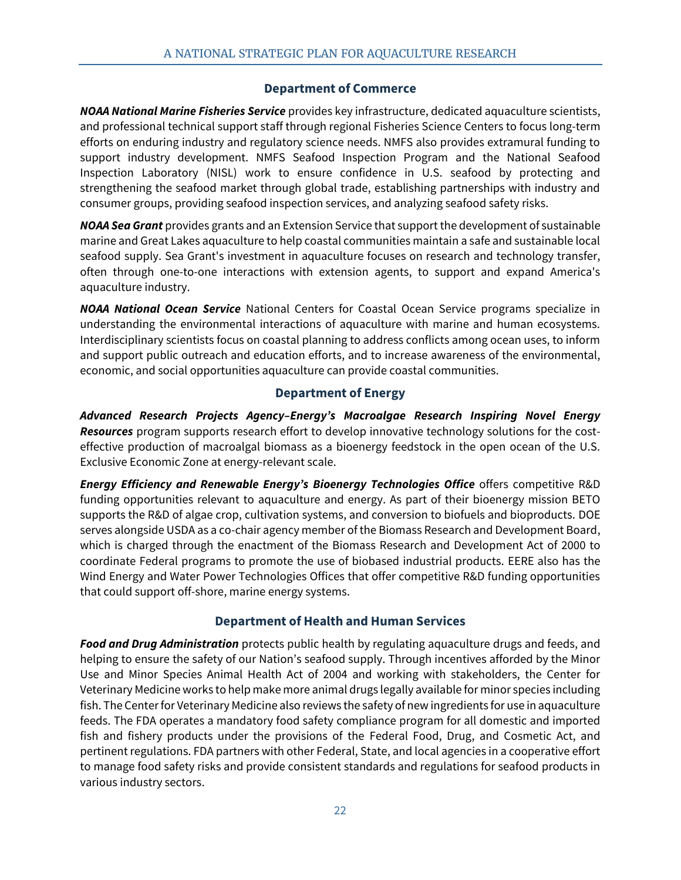## Department of Commerce

***NOAA National Marine Fisheries Service*** provides key infrastructure, dedicated aquaculture scientists, and professional technical support staff through regional Fisheries Science Centers to focus long-term efforts on enduring industry and regulatory science needs. NMFS also provides extramural funding to support industry development. NMFS Seafood Inspection Program and the National Seafood Inspection Laboratory (NISL) work to ensure confidence in U.S. seafood by protecting and strengthening the seafood market through global trade, establishing partnerships with industry and consumer groups, providing seafood inspection services, and analyzing seafood safety risks.

***NOAA Sea Grant*** provides grants and an Extension Service that support the development of sustainable marine and Great Lakes aquaculture to help coastal communities maintain a safe and sustainable local seafood supply. Sea Grant's investment in aquaculture focuses on research and technology transfer, often through one-to-one interactions with extension agents, to support and expand America's aquaculture industry.

***NOAA National Ocean Service*** National Centers for Coastal Ocean Service programs specialize in understanding the environmental interactions of aquaculture with marine and human ecosystems. Interdisciplinary scientists focus on coastal planning to address conflicts among ocean uses, to inform and support public outreach and education efforts, and to increase awareness of the environmental, economic, and social opportunities aquaculture can provide coastal communities.

## Department of Energy

***Advanced Research Projects Agency–Energy's Macroalgae Research Inspiring Novel Energy Resources*** program supports research effort to develop innovative technology solutions for the cost-effective production of macroalgal biomass as a bioenergy feedstock in the open ocean of the U.S. Exclusive Economic Zone at energy-relevant scale.

***Energy Efficiency and Renewable Energy's Bioenergy Technologies Office*** offers competitive R&D funding opportunities relevant to aquaculture and energy. As part of their bioenergy mission BETO supports the R&D of algae crop, cultivation systems, and conversion to biofuels and bioproducts. DOE serves alongside USDA as a co-chair agency member of the Biomass Research and Development Board, which is charged through the enactment of the Biomass Research and Development Act of 2000 to coordinate Federal programs to promote the use of biobased industrial products. EERE also has the Wind Energy and Water Power Technologies Offices that offer competitive R&D funding opportunities that could support off-shore, marine energy systems.

## Department of Health and Human Services

***Food and Drug Administration*** protects public health by regulating aquaculture drugs and feeds, and helping to ensure the safety of our Nation's seafood supply. Through incentives afforded by the Minor Use and Minor Species Animal Health Act of 2004 and working with stakeholders, the Center for Veterinary Medicine works to help make more animal drugs legally available for minor species including fish. The Center for Veterinary Medicine also reviews the safety of new ingredients for use in aquaculture feeds. The FDA operates a mandatory food safety compliance program for all domestic and imported fish and fishery products under the provisions of the Federal Food, Drug, and Cosmetic Act, and pertinent regulations. FDA partners with other Federal, State, and local agencies in a cooperative effort to manage food safety risks and provide consistent standards and regulations for seafood products in various industry sectors.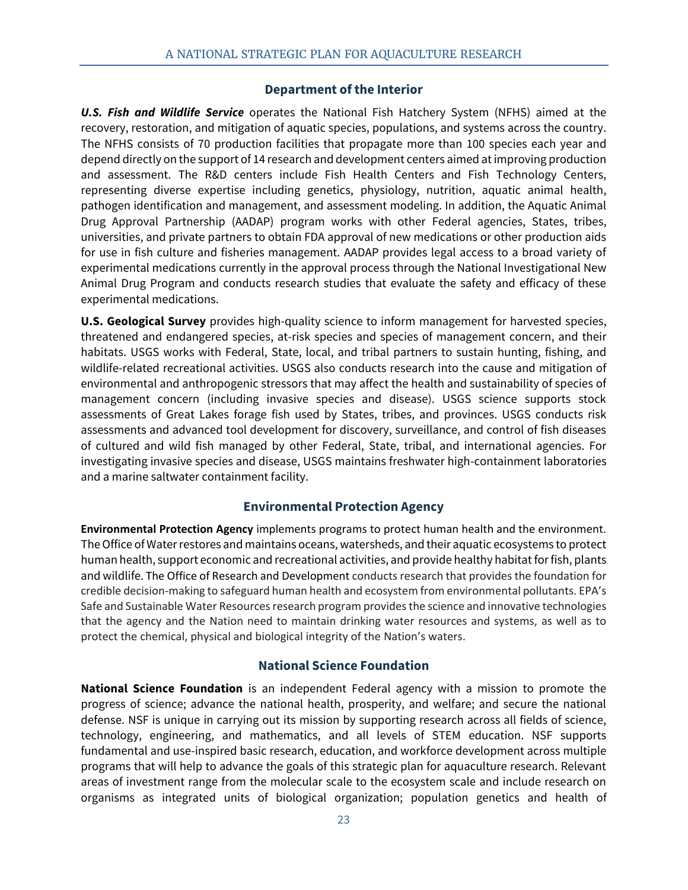## Department of the Interior

***U.S. Fish and Wildlife Service*** operates the National Fish Hatchery System (NFHS) aimed at the recovery, restoration, and mitigation of aquatic species, populations, and systems across the country. The NFHS consists of 70 production facilities that propagate more than 100 species each year and depend directly on the support of 14 research and development centers aimed at improving production and assessment. The R&D centers include Fish Health Centers and Fish Technology Centers, representing diverse expertise including genetics, physiology, nutrition, aquatic animal health, pathogen identification and management, and assessment modeling. In addition, the Aquatic Animal Drug Approval Partnership (AADAP) program works with other Federal agencies, States, tribes, universities, and private partners to obtain FDA approval of new medications or other production aids for use in fish culture and fisheries management. AADAP provides legal access to a broad variety of experimental medications currently in the approval process through the National Investigational New Animal Drug Program and conducts research studies that evaluate the safety and efficacy of these experimental medications.

**U.S. Geological Survey** provides high-quality science to inform management for harvested species, threatened and endangered species, at-risk species and species of management concern, and their habitats. USGS works with Federal, State, local, and tribal partners to sustain hunting, fishing, and wildlife-related recreational activities. USGS also conducts research into the cause and mitigation of environmental and anthropogenic stressors that may affect the health and sustainability of species of management concern (including invasive species and disease). USGS science supports stock assessments of Great Lakes forage fish used by States, tribes, and provinces. USGS conducts risk assessments and advanced tool development for discovery, surveillance, and control of fish diseases of cultured and wild fish managed by other Federal, State, tribal, and international agencies. For investigating invasive species and disease, USGS maintains freshwater high-containment laboratories and a marine saltwater containment facility.

## Environmental Protection Agency

**Environmental Protection Agency** implements programs to protect human health and the environment. The Office of Water restores and maintains oceans, watersheds, and their aquatic ecosystems to protect human health, support economic and recreational activities, and provide healthy habitat for fish, plants and wildlife. The Office of Research and Development conducts research that provides the foundation for credible decision-making to safeguard human health and ecosystem from environmental pollutants. EPA's Safe and Sustainable Water Resources research program provides the science and innovative technologies that the agency and the Nation need to maintain drinking water resources and systems, as well as to protect the chemical, physical and biological integrity of the Nation's waters.

## National Science Foundation

**National Science Foundation** is an independent Federal agency with a mission to promote the progress of science; advance the national health, prosperity, and welfare; and secure the national defense. NSF is unique in carrying out its mission by supporting research across all fields of science, technology, engineering, and mathematics, and all levels of STEM education. NSF supports fundamental and use-inspired basic research, education, and workforce development across multiple programs that will help to advance the goals of this strategic plan for aquaculture research. Relevant areas of investment range from the molecular scale to the ecosystem scale and include research on organisms as integrated units of biological organization; population genetics and health of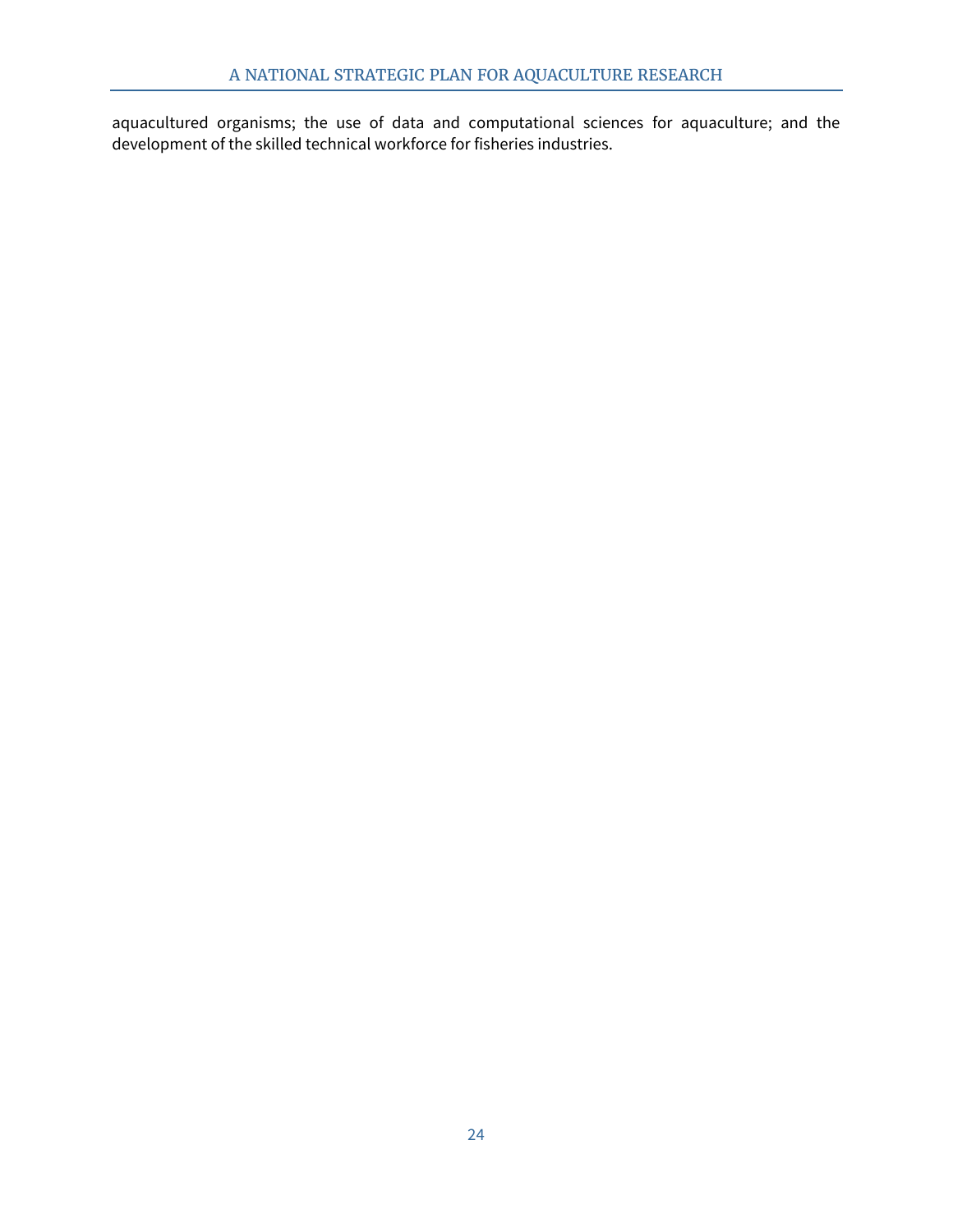aquacultured organisms; the use of data and computational sciences for aquaculture; and the development of the skilled technical workforce for fisheries industries.